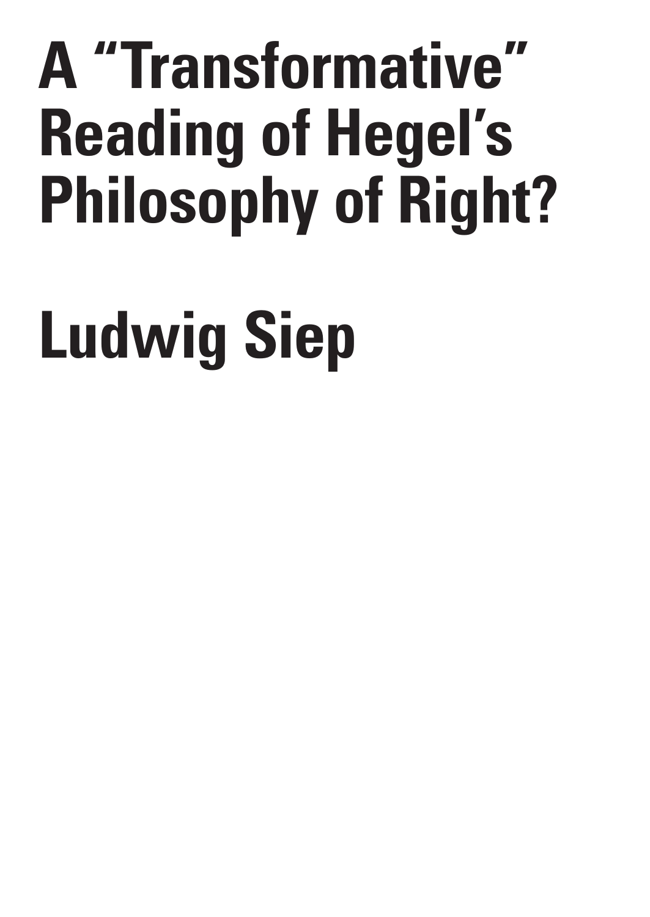# A "Transformative" Reading of Hegel's Philosophy of Right?

## Ludwig Siep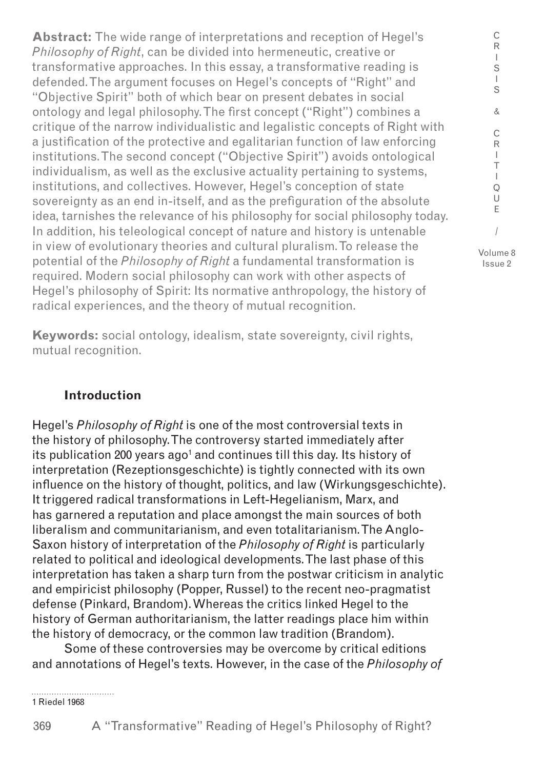**Abstract:** The wide range of interpretations and reception of Hegel's *Philosophy of Right*, can be divided into hermeneutic, creative or transformative approaches. In this essay, a transformative reading is defended. The argument focuses on Hegel's concepts of "Right" and "Objective Spirit" both of which bear on present debates in social ontology and legal philosophy. The first concept ("Right") combines a critique of the narrow individualistic and legalistic concepts of Right with a justification of the protective and egalitarian function of law enforcing institutions. The second concept ("Objective Spirit") avoids ontological individualism, as well as the exclusive actuality pertaining to systems, institutions, and collectives. However, Hegel's conception of state sovereignty as an end in-itself, and as the prefiguration of the absolute idea, tarnishes the relevance of his philosophy for social philosophy today. In addition, his teleological concept of nature and history is untenable in view of evolutionary theories and cultural pluralism. To release the potential of the *Philosophy of Right* a fundamental transformation is required. Modern social philosophy can work with other aspects of Hegel's philosophy of Spirit: Its normative anthropology, the history of radical experiences, and the theory of mutual recognition.

**Keywords:** social ontology, idealism, state sovereignty, civil rights, mutual recognition.

## Introduction

Hegel's *Philosophy of Right* is one of the most controversial texts in the history of philosophy. The controversy started immediately after its publication 200 years ago[1] and continues till this day. Its history of interpretation (Rezeptionsgeschichte) is tightly connected with its own influence on the history of thought, politics, and law (Wirkungsgeschichte). It triggered radical transformations in Left-Hegelianism, Marx, and has garnered a reputation and place amongst the main sources of both liberalism and communitarianism, and even totalitarianism. The Anglo-Saxon history of interpretation of the *Philosophy of Right* is particularly related to political and ideological developments. The last phase of this interpretation has taken a sharp turn from the postwar criticism in analytic and empiricist philosophy (Popper, Russel) to the recent neo-pragmatist defense (Pinkard, Brandom). Whereas the critics linked Hegel to the history of German authoritarianism, the latter readings place him within the history of democracy, or the common law tradition (Brandom).

Some of these controversies may be overcome by critical editions and annotations of Hegel's texts. However, in the case of the *Philosophy of*

1 Riedel 1968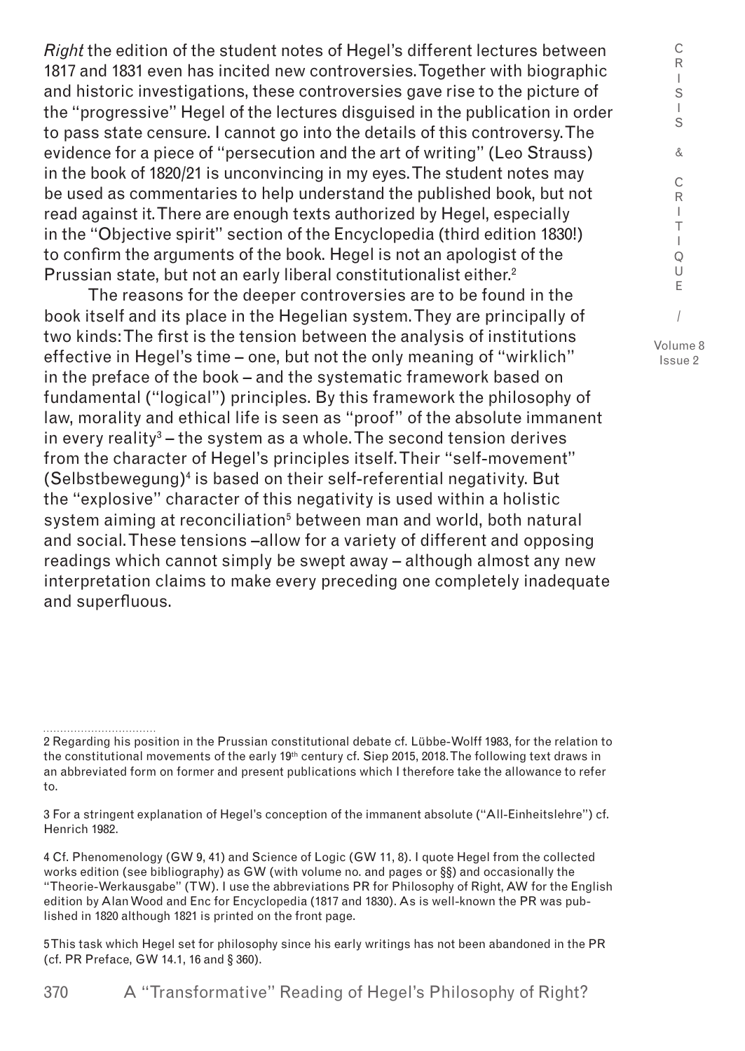*Right* the edition of the student notes of Hegel's different lectures between 1817 and 1831 even has incited new controversies. Together with biographic and historic investigations, these controversies gave rise to the picture of the "progressive" Hegel of the lectures disguised in the publication in order to pass state censure. I cannot go into the details of this controversy. The evidence for a piece of "persecution and the art of writing" (Leo Strauss) in the book of 1820/21 is unconvincing in my eyes. The student notes may be used as commentaries to help understand the published book, but not read against it. There are enough texts authorized by Hegel, especially in the "Objective spirit" section of the Encyclopedia (third edition 1830!) to confirm the arguments of the book. Hegel is not an apologist of the Prussian state, but not an early liberal constitutionalist either.[2]

The reasons for the deeper controversies are to be found in the book itself and its place in the Hegelian system. They are principally of two kinds: The first is the tension between the analysis of institutions effective in Hegel's time – one, but not the only meaning of "wirklich" in the preface of the book – and the systematic framework based on fundamental ("logical") principles. By this framework the philosophy of law, morality and ethical life is seen as "proof" of the absolute immanent in every reality[3] – the system as a whole. The second tension derives from the character of Hegel's principles itself. Their "self-movement" (Selbstbewegung)[4] is based on their self-referential negativity. But the "explosive" character of this negativity is used within a holistic system aiming at reconciliation[5] between man and world, both natural and social. These tensions –allow for a variety of different and opposing readings which cannot simply be swept away – although almost any new interpretation claims to make every preceding one completely inadequate and superfluous.

---

2 Regarding his position in the Prussian constitutional debate cf. Lübbe-Wolff 1983, for the relation to the constitutional movements of the early 19th century cf. Siep 2015, 2018. The following text draws in an abbreviated form on former and present publications which I therefore take the allowance to refer to.

3 For a stringent explanation of Hegel's conception of the immanent absolute ("All-Einheitslehre") cf. Henrich 1982.

4 Cf. Phenomenology (GW 9, 41) and Science of Logic (GW 11, 8). I quote Hegel from the collected works edition (see bibliography) as GW (with volume no. and pages or §§) and occasionally the "Theorie-Werkausgabe" (TW). I use the abbreviations PR for Philosophy of Right, AW for the English edition by Alan Wood and Enc for Encyclopedia (1817 and 1830). As is well-known the PR was published in 1820 although 1821 is printed on the front page.

5 This task which Hegel set for philosophy since his early writings has not been abandoned in the PR (cf. PR Preface, GW 14.1, 16 and § 360).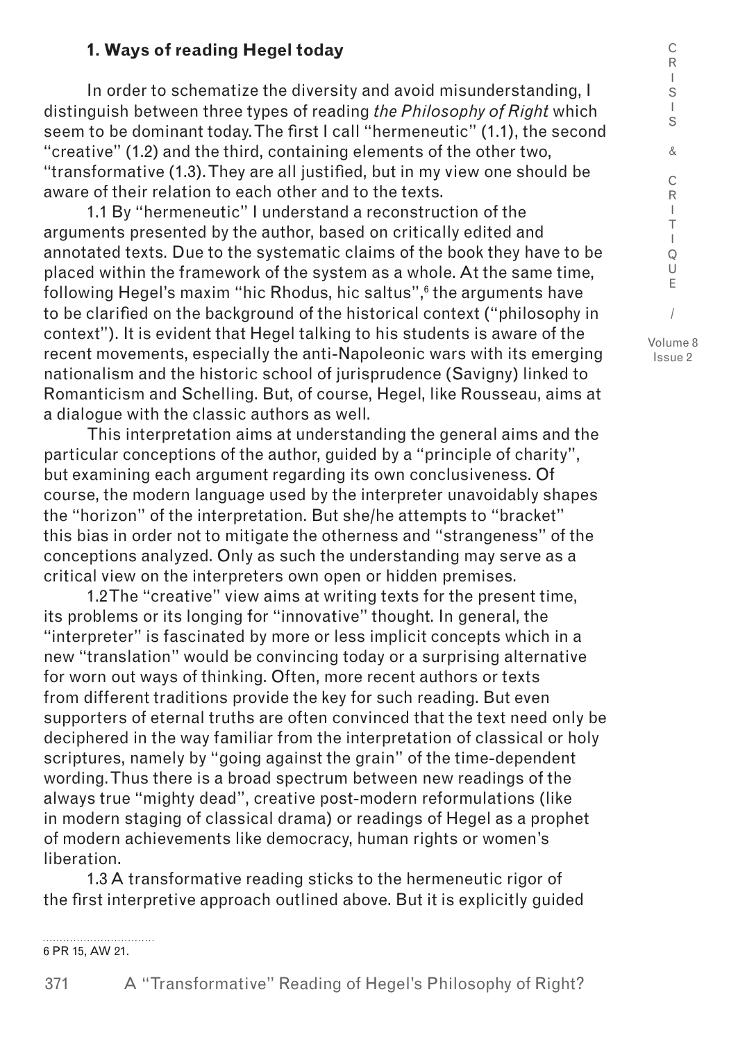## 1. Ways of reading Hegel today

In order to schematize the diversity and avoid misunderstanding, I distinguish between three types of reading *the Philosophy of Right* which seem to be dominant today. The first I call "hermeneutic" (1.1), the second "creative" (1.2) and the third, containing elements of the other two, "transformative (1.3). They are all justified, but in my view one should be aware of their relation to each other and to the texts.

1.1 By "hermeneutic" I understand a reconstruction of the arguments presented by the author, based on critically edited and annotated texts. Due to the systematic claims of the book they have to be placed within the framework of the system as a whole. At the same time, following Hegel's maxim "hic Rhodus, hic saltus",[6] the arguments have to be clarified on the background of the historical context ("philosophy in context"). It is evident that Hegel talking to his students is aware of the recent movements, especially the anti-Napoleonic wars with its emerging nationalism and the historic school of jurisprudence (Savigny) linked to Romanticism and Schelling. But, of course, Hegel, like Rousseau, aims at a dialogue with the classic authors as well.

This interpretation aims at understanding the general aims and the particular conceptions of the author, guided by a "principle of charity", but examining each argument regarding its own conclusiveness. Of course, the modern language used by the interpreter unavoidably shapes the "horizon" of the interpretation. But she/he attempts to "bracket" this bias in order not to mitigate the otherness and "strangeness" of the conceptions analyzed. Only as such the understanding may serve as a critical view on the interpreters own open or hidden premises.

1.2 The "creative" view aims at writing texts for the present time, its problems or its longing for "innovative" thought. In general, the "interpreter" is fascinated by more or less implicit concepts which in a new "translation" would be convincing today or a surprising alternative for worn out ways of thinking. Often, more recent authors or texts from different traditions provide the key for such reading. But even supporters of eternal truths are often convinced that the text need only be deciphered in the way familiar from the interpretation of classical or holy scriptures, namely by "going against the grain" of the time-dependent wording. Thus there is a broad spectrum between new readings of the always true "mighty dead", creative post-modern reformulations (like in modern staging of classical drama) or readings of Hegel as a prophet of modern achievements like democracy, human rights or women's liberation.

1.3 A transformative reading sticks to the hermeneutic rigor of the first interpretive approach outlined above. But it is explicitly guided

6 PR 15, AW 21.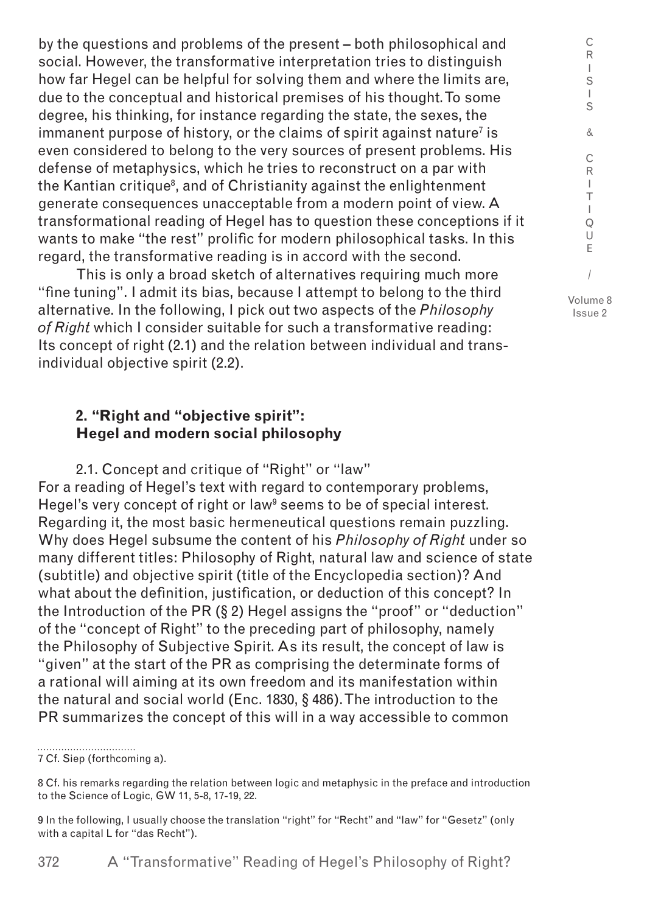by the questions and problems of the present – both philosophical and social. However, the transformative interpretation tries to distinguish how far Hegel can be helpful for solving them and where the limits are, due to the conceptual and historical premises of his thought. To some degree, his thinking, for instance regarding the state, the sexes, the immanent purpose of history, or the claims of spirit against nature[7] is even considered to belong to the very sources of present problems. His defense of metaphysics, which he tries to reconstruct on a par with the Kantian critique[8], and of Christianity against the enlightenment generate consequences unacceptable from a modern point of view. A transformational reading of Hegel has to question these conceptions if it wants to make "the rest" prolific for modern philosophical tasks. In this regard, the transformative reading is in accord with the second.

This is only a broad sketch of alternatives requiring much more "fine tuning". I admit its bias, because I attempt to belong to the third alternative. In the following, I pick out two aspects of the *Philosophy of Right* which I consider suitable for such a transformative reading: Its concept of right (2.1) and the relation between individual and trans-individual objective spirit (2.2).

## 2. "Right and "objective spirit": Hegel and modern social philosophy

2.1. Concept and critique of "Right" or "law"

For a reading of Hegel's text with regard to contemporary problems, Hegel's very concept of right or law[9] seems to be of special interest. Regarding it, the most basic hermeneutical questions remain puzzling. Why does Hegel subsume the content of his *Philosophy of Right* under so many different titles: Philosophy of Right, natural law and science of state (subtitle) and objective spirit (title of the Encyclopedia section)? And what about the definition, justification, or deduction of this concept? In the Introduction of the PR (§ 2) Hegel assigns the "proof" or "deduction" of the "concept of Right" to the preceding part of philosophy, namely the Philosophy of Subjective Spirit. As its result, the concept of law is "given" at the start of the PR as comprising the determinate forms of a rational will aiming at its own freedom and its manifestation within the natural and social world (Enc. 1830, § 486). The introduction to the PR summarizes the concept of this will in a way accessible to common

---

7 Cf. Siep (forthcoming a).

8 Cf. his remarks regarding the relation between logic and metaphysic in the preface and introduction to the Science of Logic, GW 11, 5-8, 17-19, 22.

9 In the following, I usually choose the translation "right" for "Recht" and "law" for "Gesetz" (only with a capital L for "das Recht").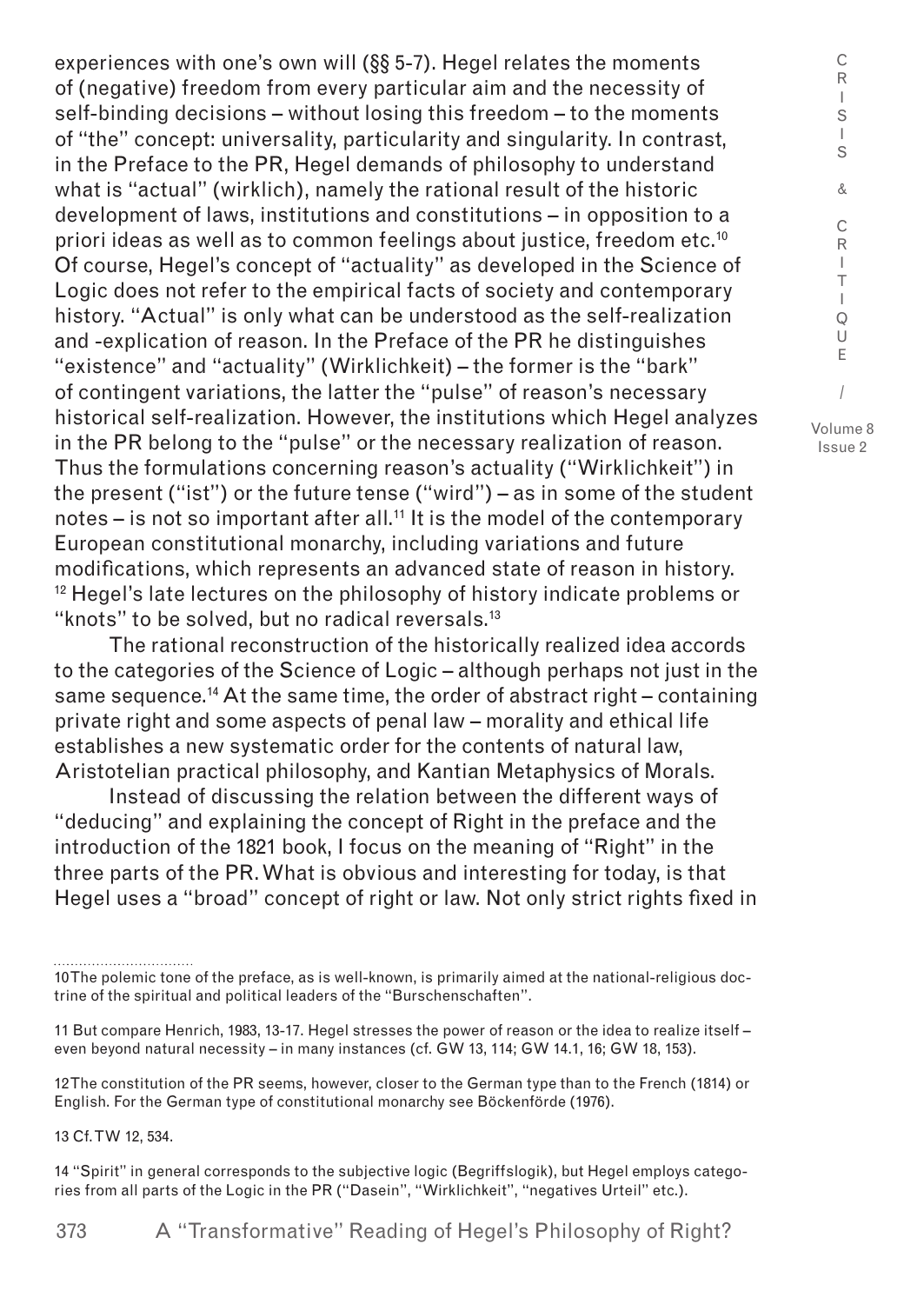experiences with one's own will (§§ 5-7). Hegel relates the moments of (negative) freedom from every particular aim and the necessity of self-binding decisions – without losing this freedom – to the moments of "the" concept: universality, particularity and singularity. In contrast, in the Preface to the PR, Hegel demands of philosophy to understand what is "actual" (wirklich), namely the rational result of the historic development of laws, institutions and constitutions – in opposition to a priori ideas as well as to common feelings about justice, freedom etc.[10] Of course, Hegel's concept of "actuality" as developed in the Science of Logic does not refer to the empirical facts of society and contemporary history. "Actual" is only what can be understood as the self-realization and -explication of reason. In the Preface of the PR he distinguishes "existence" and "actuality" (Wirklichkeit) – the former is the "bark" of contingent variations, the latter the "pulse" of reason's necessary historical self-realization. However, the institutions which Hegel analyzes in the PR belong to the "pulse" or the necessary realization of reason. Thus the formulations concerning reason's actuality ("Wirklichkeit") in the present ("ist") or the future tense ("wird") – as in some of the student notes – is not so important after all.[11] It is the model of the contemporary European constitutional monarchy, including variations and future modifications, which represents an advanced state of reason in history.[12] Hegel's late lectures on the philosophy of history indicate problems or "knots" to be solved, but no radical reversals.[13]

The rational reconstruction of the historically realized idea accords to the categories of the Science of Logic – although perhaps not just in the same sequence.[14] At the same time, the order of abstract right – containing private right and some aspects of penal law – morality and ethical life establishes a new systematic order for the contents of natural law, Aristotelian practical philosophy, and Kantian Metaphysics of Morals.

Instead of discussing the relation between the different ways of "deducing" and explaining the concept of Right in the preface and the introduction of the 1821 book, I focus on the meaning of "Right" in the three parts of the PR. What is obvious and interesting for today, is that Hegel uses a "broad" concept of right or law. Not only strict rights fixed in

10 The polemic tone of the preface, as is well-known, is primarily aimed at the national-religious doctrine of the spiritual and political leaders of the "Burschenschaften".

11 But compare Henrich, 1983, 13-17. Hegel stresses the power of reason or the idea to realize itself – even beyond natural necessity – in many instances (cf. GW 13, 114; GW 14.1, 16; GW 18, 153).

12 The constitution of the PR seems, however, closer to the German type than to the French (1814) or English. For the German type of constitutional monarchy see Böckenförde (1976).

13 Cf. TW 12, 534.

14 "Spirit" in general corresponds to the subjective logic (Begriffslogik), but Hegel employs categories from all parts of the Logic in the PR ("Dasein", "Wirklichkeit", "negatives Urteil" etc.).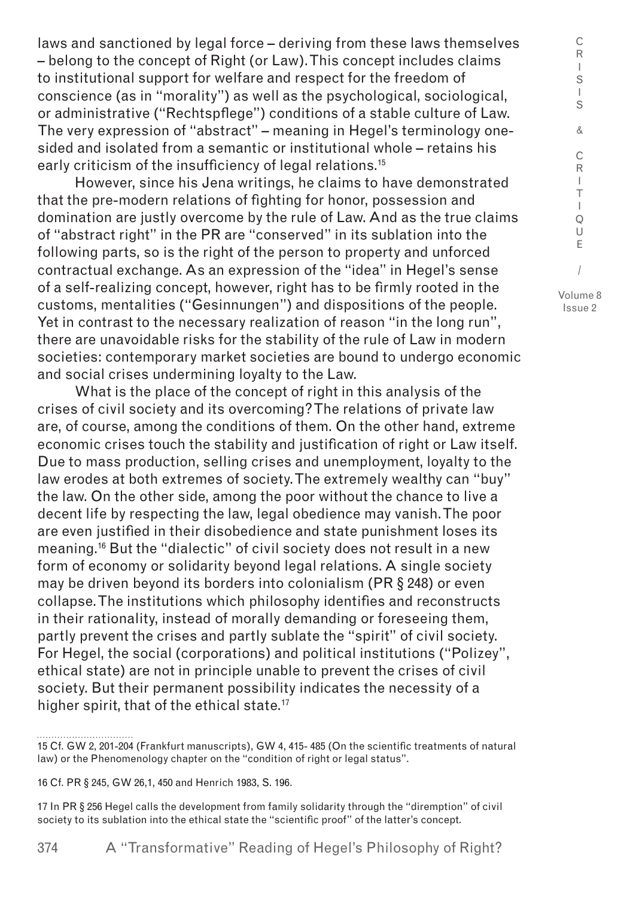laws and sanctioned by legal force – deriving from these laws themselves – belong to the concept of Right (or Law). This concept includes claims to institutional support for welfare and respect for the freedom of conscience (as in "morality") as well as the psychological, sociological, or administrative ("Rechtspflege") conditions of a stable culture of Law. The very expression of "abstract" – meaning in Hegel's terminology one-sided and isolated from a semantic or institutional whole – retains his early criticism of the insufficiency of legal relations.[15]

However, since his Jena writings, he claims to have demonstrated that the pre-modern relations of fighting for honor, possession and domination are justly overcome by the rule of Law. And as the true claims of "abstract right" in the PR are "conserved" in its sublation into the following parts, so is the right of the person to property and unforced contractual exchange. As an expression of the "idea" in Hegel's sense of a self-realizing concept, however, right has to be firmly rooted in the customs, mentalities ("Gesinnungen") and dispositions of the people. Yet in contrast to the necessary realization of reason "in the long run", there are unavoidable risks for the stability of the rule of Law in modern societies: contemporary market societies are bound to undergo economic and social crises undermining loyalty to the Law.

What is the place of the concept of right in this analysis of the crises of civil society and its overcoming? The relations of private law are, of course, among the conditions of them. On the other hand, extreme economic crises touch the stability and justification of right or Law itself. Due to mass production, selling crises and unemployment, loyalty to the law erodes at both extremes of society. The extremely wealthy can "buy" the law. On the other side, among the poor without the chance to live a decent life by respecting the law, legal obedience may vanish. The poor are even justified in their disobedience and state punishment loses its meaning.[16] But the "dialectic" of civil society does not result in a new form of economy or solidarity beyond legal relations. A single society may be driven beyond its borders into colonialism (PR § 248) or even collapse. The institutions which philosophy identifies and reconstructs in their rationality, instead of morally demanding or foreseeing them, partly prevent the crises and partly sublate the "spirit" of civil society. For Hegel, the social (corporations) and political institutions ("Polizey", ethical state) are not in principle unable to prevent the crises of civil society. But their permanent possibility indicates the necessity of a higher spirit, that of the ethical state.[17]

15 Cf. GW 2, 201-204 (Frankfurt manuscripts), GW 4, 415- 485 (On the scientific treatments of natural law) or the Phenomenology chapter on the "condition of right or legal status".

16 Cf. PR § 245, GW 26,1, 450 and Henrich 1983, S. 196.

17 In PR § 256 Hegel calls the development from family solidarity through the "diremption" of civil society to its sublation into the ethical state the "scientific proof" of the latter's concept.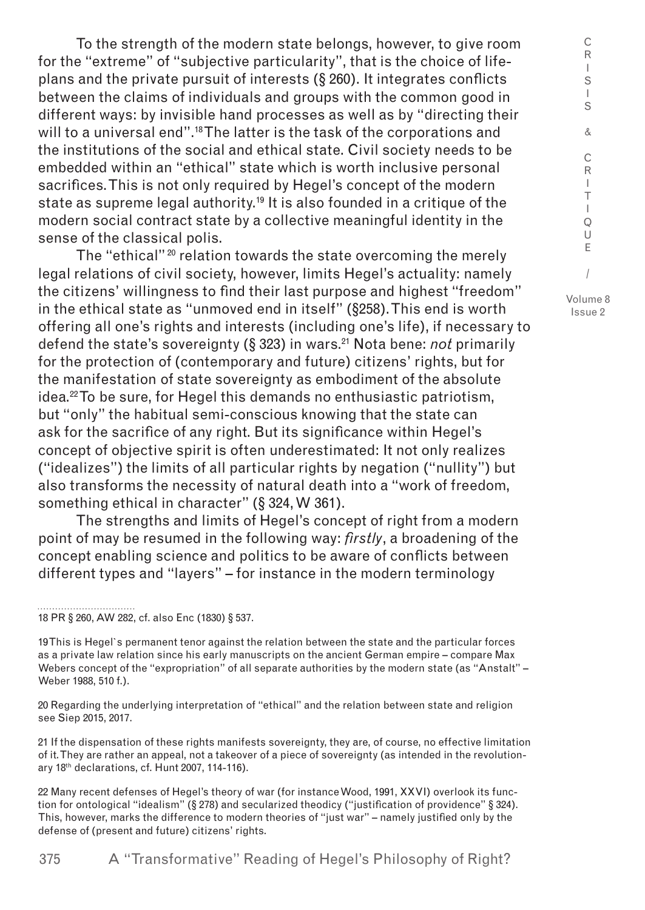To the strength of the modern state belongs, however, to give room for the "extreme" of "subjective particularity", that is the choice of life-plans and the private pursuit of interests (§ 260). It integrates conflicts between the claims of individuals and groups with the common good in different ways: by invisible hand processes as well as by "directing their will to a universal end".[18] The latter is the task of the corporations and the institutions of the social and ethical state. Civil society needs to be embedded within an "ethical" state which is worth inclusive personal sacrifices. This is not only required by Hegel's concept of the modern state as supreme legal authority.[19] It is also founded in a critique of the modern social contract state by a collective meaningful identity in the sense of the classical polis.

The "ethical"[20] relation towards the state overcoming the merely legal relations of civil society, however, limits Hegel's actuality: namely the citizens' willingness to find their last purpose and highest "freedom" in the ethical state as "unmoved end in itself" (§258). This end is worth offering all one's rights and interests (including one's life), if necessary to defend the state's sovereignty (§ 323) in wars.[21] Nota bene: *not* primarily for the protection of (contemporary and future) citizens' rights, but for the manifestation of state sovereignty as embodiment of the absolute idea.[22] To be sure, for Hegel this demands no enthusiastic patriotism, but "only" the habitual semi-conscious knowing that the state can ask for the sacrifice of any right. But its significance within Hegel's concept of objective spirit is often underestimated: It not only realizes ("idealizes") the limits of all particular rights by negation ("nullity") but also transforms the necessity of natural death into a "work of freedom, something ethical in character" (§ 324, W 361).

The strengths and limits of Hegel's concept of right from a modern point of may be resumed in the following way: *firstly*, a broadening of the concept enabling science and politics to be aware of conflicts between different types and "layers" – for instance in the modern terminology

---

18 PR § 260, AW 282, cf. also Enc (1830) § 537.

19 This is Hegel`s permanent tenor against the relation between the state and the particular forces as a private law relation since his early manuscripts on the ancient German empire – compare Max Webers concept of the "expropriation" of all separate authorities by the modern state (as "Anstalt" – Weber 1988, 510 f.).

20 Regarding the underlying interpretation of "ethical" and the relation between state and religion see Siep 2015, 2017.

21 If the dispensation of these rights manifests sovereignty, they are, of course, no effective limitation of it. They are rather an appeal, not a takeover of a piece of sovereignty (as intended in the revolutionary 18th declarations, cf. Hunt 2007, 114-116).

22 Many recent defenses of Hegel's theory of war (for instance Wood, 1991, XXVI) overlook its function for ontological "idealism" (§ 278) and secularized theodicy ("justification of providence" § 324). This, however, marks the difference to modern theories of "just war" – namely justified only by the defense of (present and future) citizens' rights.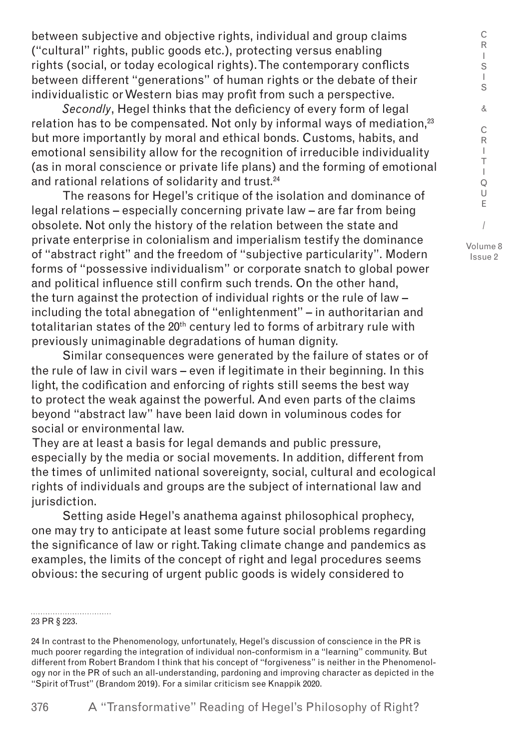between subjective and objective rights, individual and group claims ("cultural" rights, public goods etc.), protecting versus enabling rights (social, or today ecological rights). The contemporary conflicts between different "generations" of human rights or the debate of their individualistic or Western bias may profit from such a perspective.

*Secondly*, Hegel thinks that the deficiency of every form of legal relation has to be compensated. Not only by informal ways of mediation,[23] but more importantly by moral and ethical bonds. Customs, habits, and emotional sensibility allow for the recognition of irreducible individuality (as in moral conscience or private life plans) and the forming of emotional and rational relations of solidarity and trust.[24]

The reasons for Hegel's critique of the isolation and dominance of legal relations – especially concerning private law – are far from being obsolete. Not only the history of the relation between the state and private enterprise in colonialism and imperialism testify the dominance of "abstract right" and the freedom of "subjective particularity". Modern forms of "possessive individualism" or corporate snatch to global power and political influence still confirm such trends. On the other hand, the turn against the protection of individual rights or the rule of law – including the total abnegation of "enlightenment" – in authoritarian and totalitarian states of the 20th century led to forms of arbitrary rule with previously unimaginable degradations of human dignity.

Similar consequences were generated by the failure of states or of the rule of law in civil wars – even if legitimate in their beginning. In this light, the codification and enforcing of rights still seems the best way to protect the weak against the powerful. And even parts of the claims beyond "abstract law" have been laid down in voluminous codes for social or environmental law.

They are at least a basis for legal demands and public pressure, especially by the media or social movements. In addition, different from the times of unlimited national sovereignty, social, cultural and ecological rights of individuals and groups are the subject of international law and jurisdiction.

Setting aside Hegel's anathema against philosophical prophecy, one may try to anticipate at least some future social problems regarding the significance of law or right. Taking climate change and pandemics as examples, the limits of the concept of right and legal procedures seems obvious: the securing of urgent public goods is widely considered to

---

23 PR § 223.

24 In contrast to the Phenomenology, unfortunately, Hegel's discussion of conscience in the PR is much poorer regarding the integration of individual non-conformism in a "learning" community. But different from Robert Brandom I think that his concept of "forgiveness" is neither in the Phenomenology nor in the PR of such an all-understanding, pardoning and improving character as depicted in the "Spirit of Trust" (Brandom 2019). For a similar criticism see Knappik 2020.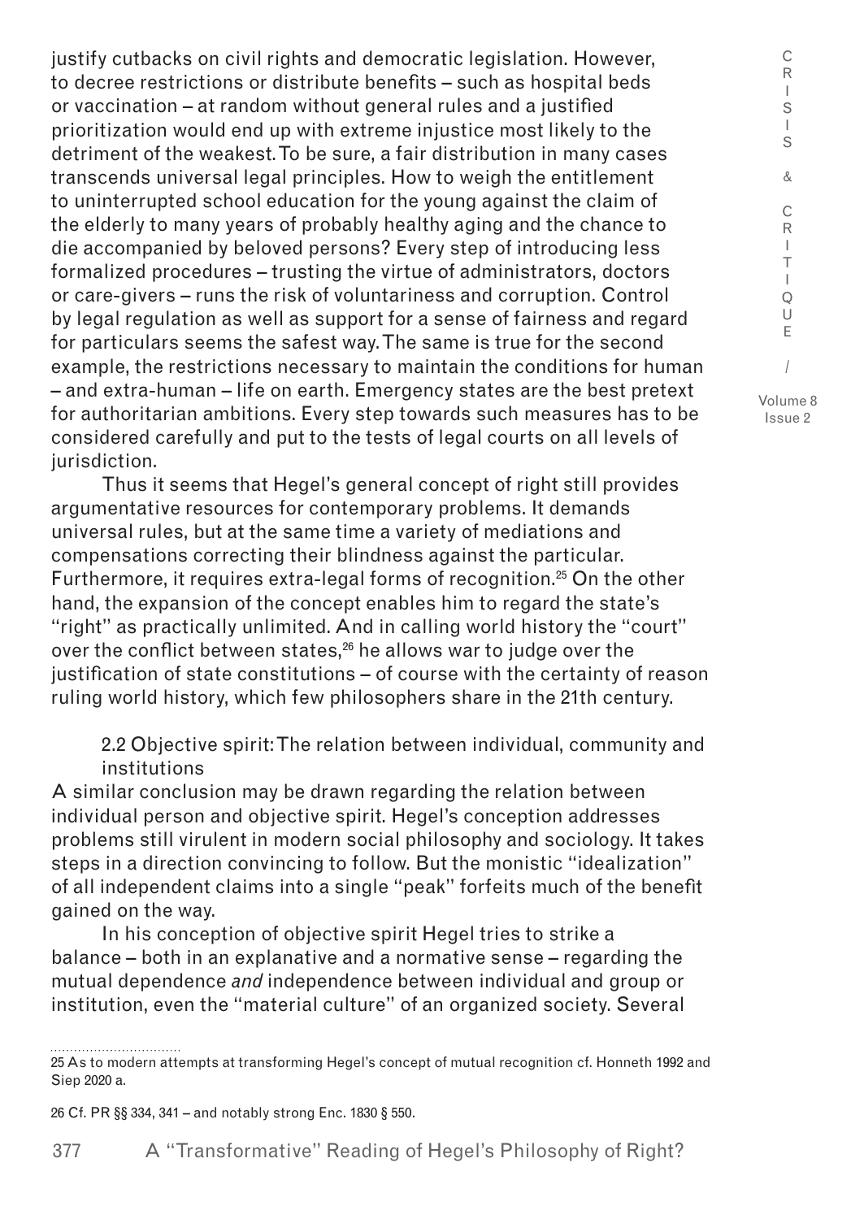justify cutbacks on civil rights and democratic legislation. However, to decree restrictions or distribute benefits – such as hospital beds or vaccination – at random without general rules and a justified prioritization would end up with extreme injustice most likely to the detriment of the weakest. To be sure, a fair distribution in many cases transcends universal legal principles. How to weigh the entitlement to uninterrupted school education for the young against the claim of the elderly to many years of probably healthy aging and the chance to die accompanied by beloved persons? Every step of introducing less formalized procedures – trusting the virtue of administrators, doctors or care-givers – runs the risk of voluntariness and corruption. Control by legal regulation as well as support for a sense of fairness and regard for particulars seems the safest way. The same is true for the second example, the restrictions necessary to maintain the conditions for human – and extra-human – life on earth. Emergency states are the best pretext for authoritarian ambitions. Every step towards such measures has to be considered carefully and put to the tests of legal courts on all levels of jurisdiction.

Thus it seems that Hegel's general concept of right still provides argumentative resources for contemporary problems. It demands universal rules, but at the same time a variety of mediations and compensations correcting their blindness against the particular. Furthermore, it requires extra-legal forms of recognition.[25] On the other hand, the expansion of the concept enables him to regard the state's "right" as practically unlimited. And in calling world history the "court" over the conflict between states,[26] he allows war to judge over the justification of state constitutions – of course with the certainty of reason ruling world history, which few philosophers share in the 21th century.

### 2.2 Objective spirit: The relation between individual, community and institutions

A similar conclusion may be drawn regarding the relation between individual person and objective spirit. Hegel's conception addresses problems still virulent in modern social philosophy and sociology. It takes steps in a direction convincing to follow. But the monistic "idealization" of all independent claims into a single "peak" forfeits much of the benefit gained on the way.

In his conception of objective spirit Hegel tries to strike a balance – both in an explanative and a normative sense – regarding the mutual dependence *and* independence between individual and group or institution, even the "material culture" of an organized society. Several

---

25 As to modern attempts at transforming Hegel's concept of mutual recognition cf. Honneth 1992 and Siep 2020 a.

26 Cf. PR §§ 334, 341 – and notably strong Enc. 1830 § 550.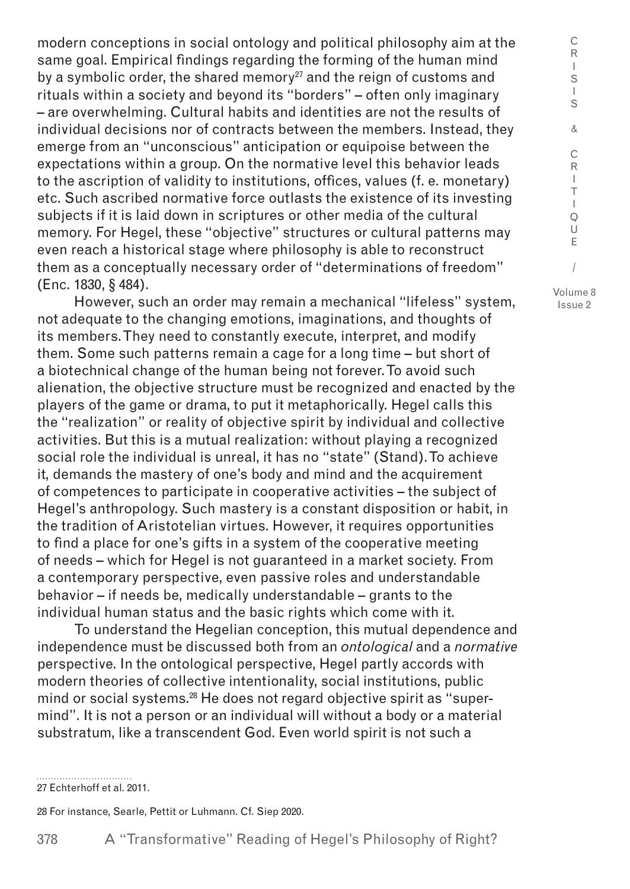modern conceptions in social ontology and political philosophy aim at the same goal. Empirical findings regarding the forming of the human mind by a symbolic order, the shared memory[27] and the reign of customs and rituals within a society and beyond its "borders" – often only imaginary – are overwhelming. Cultural habits and identities are not the results of individual decisions nor of contracts between the members. Instead, they emerge from an "unconscious" anticipation or equipoise between the expectations within a group. On the normative level this behavior leads to the ascription of validity to institutions, offices, values (f. e. monetary) etc. Such ascribed normative force outlasts the existence of its investing subjects if it is laid down in scriptures or other media of the cultural memory. For Hegel, these "objective" structures or cultural patterns may even reach a historical stage where philosophy is able to reconstruct them as a conceptually necessary order of "determinations of freedom" (Enc. 1830, § 484).

However, such an order may remain a mechanical "lifeless" system, not adequate to the changing emotions, imaginations, and thoughts of its members. They need to constantly execute, interpret, and modify them. Some such patterns remain a cage for a long time – but short of a biotechnical change of the human being not forever. To avoid such alienation, the objective structure must be recognized and enacted by the players of the game or drama, to put it metaphorically. Hegel calls this the "realization" or reality of objective spirit by individual and collective activities. But this is a mutual realization: without playing a recognized social role the individual is unreal, it has no "state" (Stand). To achieve it, demands the mastery of one's body and mind and the acquirement of competences to participate in cooperative activities – the subject of Hegel's anthropology. Such mastery is a constant disposition or habit, in the tradition of Aristotelian virtues. However, it requires opportunities to find a place for one's gifts in a system of the cooperative meeting of needs – which for Hegel is not guaranteed in a market society. From a contemporary perspective, even passive roles and understandable behavior – if needs be, medically understandable – grants to the individual human status and the basic rights which come with it.

To understand the Hegelian conception, this mutual dependence and independence must be discussed both from an *ontological* and a *normative* perspective. In the ontological perspective, Hegel partly accords with modern theories of collective intentionality, social institutions, public mind or social systems.[28] He does not regard objective spirit as "super-mind". It is not a person or an individual will without a body or a material substratum, like a transcendent God. Even world spirit is not such a

27 Echterhoff et al. 2011.

28 For instance, Searle, Pettit or Luhmann. Cf. Siep 2020.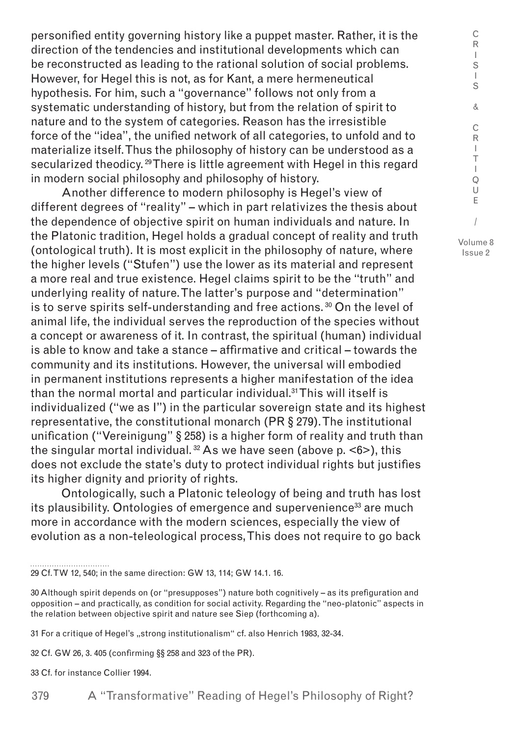personified entity governing history like a puppet master. Rather, it is the direction of the tendencies and institutional developments which can be reconstructed as leading to the rational solution of social problems. However, for Hegel this is not, as for Kant, a mere hermeneutical hypothesis. For him, such a "governance" follows not only from a systematic understanding of history, but from the relation of spirit to nature and to the system of categories. Reason has the irresistible force of the "idea", the unified network of all categories, to unfold and to materialize itself. Thus the philosophy of history can be understood as a secularized theodicy.[29] There is little agreement with Hegel in this regard in modern social philosophy and philosophy of history.

Another difference to modern philosophy is Hegel's view of different degrees of "reality" – which in part relativizes the thesis about the dependence of objective spirit on human individuals and nature. In the Platonic tradition, Hegel holds a gradual concept of reality and truth (ontological truth). It is most explicit in the philosophy of nature, where the higher levels ("Stufen") use the lower as its material and represent a more real and true existence. Hegel claims spirit to be the "truth" and underlying reality of nature. The latter's purpose and "determination" is to serve spirits self-understanding and free actions.[30] On the level of animal life, the individual serves the reproduction of the species without a concept or awareness of it. In contrast, the spiritual (human) individual is able to know and take a stance – affirmative and critical – towards the community and its institutions. However, the universal will embodied in permanent institutions represents a higher manifestation of the idea than the normal mortal and particular individual.[31] This will itself is individualized ("we as I") in the particular sovereign state and its highest representative, the constitutional monarch (PR § 279). The institutional unification ("Vereinigung" § 258) is a higher form of reality and truth than the singular mortal individual.[32] As we have seen (above p. <6>), this does not exclude the state's duty to protect individual rights but justifies its higher dignity and priority of rights.

Ontologically, such a Platonic teleology of being and truth has lost its plausibility. Ontologies of emergence and supervenience[33] are much more in accordance with the modern sciences, especially the view of evolution as a non-teleological process, This does not require to go back

---

29 Cf. TW 12, 540; in the same direction: GW 13, 114; GW 14.1. 16.

30 Although spirit depends on (or "presupposes") nature both cognitively – as its prefiguration and opposition – and practically, as condition for social activity. Regarding the "neo-platonic" aspects in the relation between objective spirit and nature see Siep (forthcoming a).

31 For a critique of Hegel's „strong institutionalism" cf. also Henrich 1983, 32-34.

32 Cf. GW 26, 3. 405 (confirming §§ 258 and 323 of the PR).

33 Cf. for instance Collier 1994.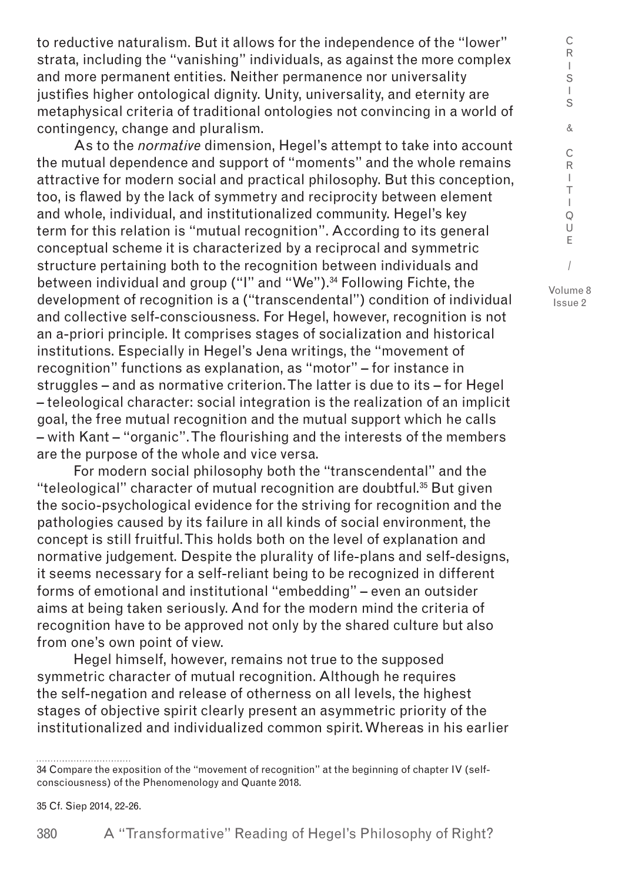to reductive naturalism. But it allows for the independence of the "lower" strata, including the "vanishing" individuals, as against the more complex and more permanent entities. Neither permanence nor universality justifies higher ontological dignity. Unity, universality, and eternity are metaphysical criteria of traditional ontologies not convincing in a world of contingency, change and pluralism.

As to the *normative* dimension, Hegel's attempt to take into account the mutual dependence and support of "moments" and the whole remains attractive for modern social and practical philosophy. But this conception, too, is flawed by the lack of symmetry and reciprocity between element and whole, individual, and institutionalized community. Hegel's key term for this relation is "mutual recognition". According to its general conceptual scheme it is characterized by a reciprocal and symmetric structure pertaining both to the recognition between individuals and between individual and group ("I" and "We").[34] Following Fichte, the development of recognition is a ("transcendental") condition of individual and collective self-consciousness. For Hegel, however, recognition is not an a-priori principle. It comprises stages of socialization and historical institutions. Especially in Hegel's Jena writings, the "movement of recognition" functions as explanation, as "motor" – for instance in struggles – and as normative criterion. The latter is due to its – for Hegel – teleological character: social integration is the realization of an implicit goal, the free mutual recognition and the mutual support which he calls – with Kant – "organic". The flourishing and the interests of the members are the purpose of the whole and vice versa.

For modern social philosophy both the "transcendental" and the "teleological" character of mutual recognition are doubtful.[35] But given the socio-psychological evidence for the striving for recognition and the pathologies caused by its failure in all kinds of social environment, the concept is still fruitful. This holds both on the level of explanation and normative judgement. Despite the plurality of life-plans and self-designs, it seems necessary for a self-reliant being to be recognized in different forms of emotional and institutional "embedding" – even an outsider aims at being taken seriously. And for the modern mind the criteria of recognition have to be approved not only by the shared culture but also from one's own point of view.

Hegel himself, however, remains not true to the supposed symmetric character of mutual recognition. Although he requires the self-negation and release of otherness on all levels, the highest stages of objective spirit clearly present an asymmetric priority of the institutionalized and individualized common spirit. Whereas in his earlier

---

34 Compare the exposition of the "movement of recognition" at the beginning of chapter IV (self-consciousness) of the Phenomenology and Quante 2018.

35 Cf. Siep 2014, 22-26.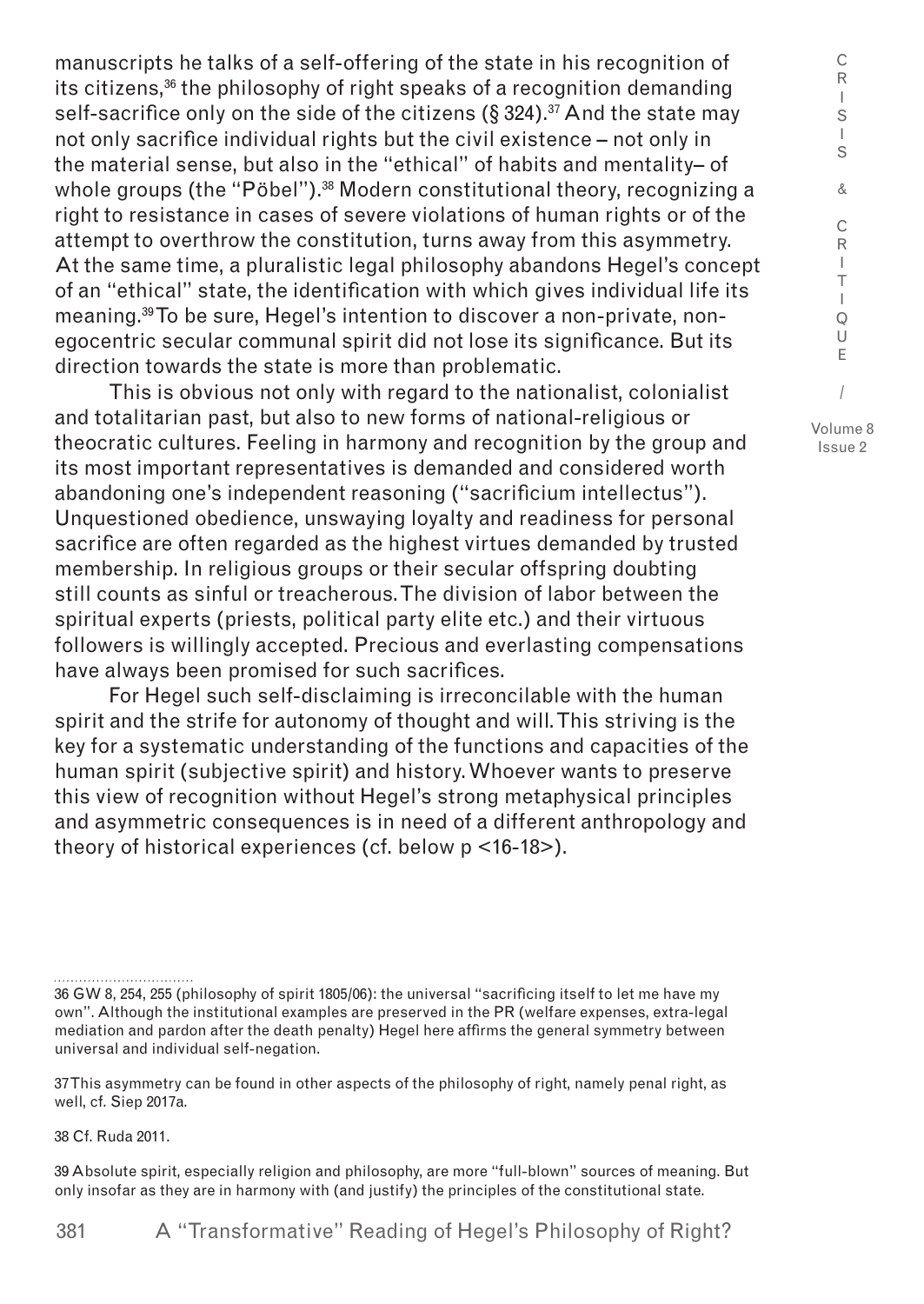manuscripts he talks of a self-offering of the state in his recognition of its citizens,[36] the philosophy of right speaks of a recognition demanding self-sacrifice only on the side of the citizens (§ 324).[37] And the state may not only sacrifice individual rights but the civil existence – not only in the material sense, but also in the "ethical" of habits and mentality– of whole groups (the "Pöbel").[38] Modern constitutional theory, recognizing a right to resistance in cases of severe violations of human rights or of the attempt to overthrow the constitution, turns away from this asymmetry. At the same time, a pluralistic legal philosophy abandons Hegel's concept of an "ethical" state, the identification with which gives individual life its meaning.[39] To be sure, Hegel's intention to discover a non-private, non-egocentric secular communal spirit did not lose its significance. But its direction towards the state is more than problematic.

This is obvious not only with regard to the nationalist, colonialist and totalitarian past, but also to new forms of national-religious or theocratic cultures. Feeling in harmony and recognition by the group and its most important representatives is demanded and considered worth abandoning one's independent reasoning ("sacrificium intellectus"). Unquestioned obedience, unswaying loyalty and readiness for personal sacrifice are often regarded as the highest virtues demanded by trusted membership. In religious groups or their secular offspring doubting still counts as sinful or treacherous. The division of labor between the spiritual experts (priests, political party elite etc.) and their virtuous followers is willingly accepted. Precious and everlasting compensations have always been promised for such sacrifices.

For Hegel such self-disclaiming is irreconcilable with the human spirit and the strife for autonomy of thought and will. This striving is the key for a systematic understanding of the functions and capacities of the human spirit (subjective spirit) and history. Whoever wants to preserve this view of recognition without Hegel's strong metaphysical principles and asymmetric consequences is in need of a different anthropology and theory of historical experiences (cf. below p <16-18>).

---

36 GW 8, 254, 255 (philosophy of spirit 1805/06): the universal "sacrificing itself to let me have my own". Although the institutional examples are preserved in the PR (welfare expenses, extra-legal mediation and pardon after the death penalty) Hegel here affirms the general symmetry between universal and individual self-negation.

37 This asymmetry can be found in other aspects of the philosophy of right, namely penal right, as well, cf. Siep 2017a.

38 Cf. Ruda 2011.

39 Absolute spirit, especially religion and philosophy, are more "full-blown" sources of meaning. But only insofar as they are in harmony with (and justify) the principles of the constitutional state.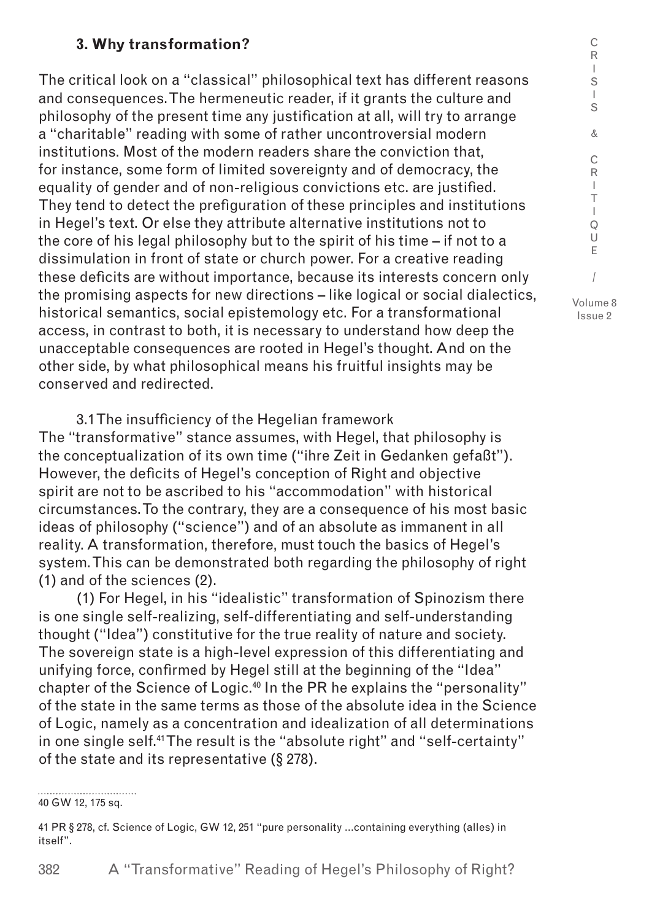## 3. Why transformation?

The critical look on a "classical" philosophical text has different reasons and consequences. The hermeneutic reader, if it grants the culture and philosophy of the present time any justification at all, will try to arrange a "charitable" reading with some of rather uncontroversial modern institutions. Most of the modern readers share the conviction that, for instance, some form of limited sovereignty and of democracy, the equality of gender and of non-religious convictions etc. are justified. They tend to detect the prefiguration of these principles and institutions in Hegel's text. Or else they attribute alternative institutions not to the core of his legal philosophy but to the spirit of his time – if not to a dissimulation in front of state or church power. For a creative reading these deficits are without importance, because its interests concern only the promising aspects for new directions – like logical or social dialectics, historical semantics, social epistemology etc. For a transformational access, in contrast to both, it is necessary to understand how deep the unacceptable consequences are rooted in Hegel's thought. And on the other side, by what philosophical means his fruitful insights may be conserved and redirected.

### 3.1 The insufficiency of the Hegelian framework

The "transformative" stance assumes, with Hegel, that philosophy is the conceptualization of its own time ("ihre Zeit in Gedanken gefaßt"). However, the deficits of Hegel's conception of Right and objective spirit are not to be ascribed to his "accommodation" with historical circumstances. To the contrary, they are a consequence of his most basic ideas of philosophy ("science") and of an absolute as immanent in all reality. A transformation, therefore, must touch the basics of Hegel's system. This can be demonstrated both regarding the philosophy of right (1) and of the sciences (2).

(1) For Hegel, in his "idealistic" transformation of Spinozism there is one single self-realizing, self-differentiating and self-understanding thought ("Idea") constitutive for the true reality of nature and society. The sovereign state is a high-level expression of this differentiating and unifying force, confirmed by Hegel still at the beginning of the "Idea" chapter of the Science of Logic.[40] In the PR he explains the "personality" of the state in the same terms as those of the absolute idea in the Science of Logic, namely as a concentration and idealization of all determinations in one single self.[41] The result is the "absolute right" and "self-certainty" of the state and its representative (§ 278).

---

40 GW 12, 175 sq.

41 PR § 278, cf. Science of Logic, GW 12, 251 "pure personality ...containing everything (alles) in itself".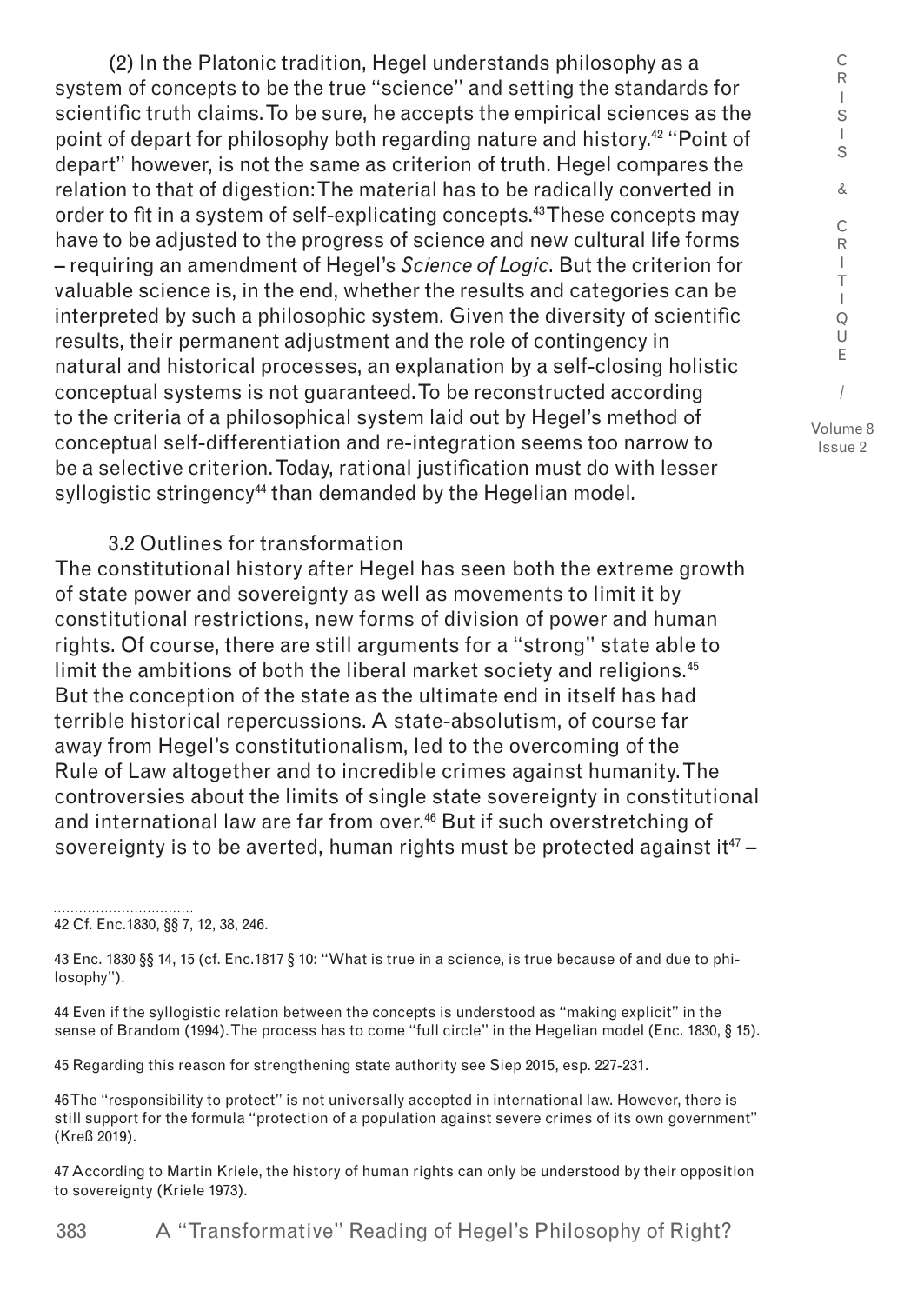(2) In the Platonic tradition, Hegel understands philosophy as a system of concepts to be the true "science" and setting the standards for scientific truth claims. To be sure, he accepts the empirical sciences as the point of depart for philosophy both regarding nature and history.[42] "Point of depart" however, is not the same as criterion of truth. Hegel compares the relation to that of digestion: The material has to be radically converted in order to fit in a system of self-explicating concepts.[43] These concepts may have to be adjusted to the progress of science and new cultural life forms – requiring an amendment of Hegel's *Science of Logic*. But the criterion for valuable science is, in the end, whether the results and categories can be interpreted by such a philosophic system. Given the diversity of scientific results, their permanent adjustment and the role of contingency in natural and historical processes, an explanation by a self-closing holistic conceptual systems is not guaranteed. To be reconstructed according to the criteria of a philosophical system laid out by Hegel's method of conceptual self-differentiation and re-integration seems too narrow to be a selective criterion. Today, rational justification must do with lesser syllogistic stringency[44] than demanded by the Hegelian model.

### 3.2 Outlines for transformation

The constitutional history after Hegel has seen both the extreme growth of state power and sovereignty as well as movements to limit it by constitutional restrictions, new forms of division of power and human rights. Of course, there are still arguments for a "strong" state able to limit the ambitions of both the liberal market society and religions.[45] But the conception of the state as the ultimate end in itself has had terrible historical repercussions. A state-absolutism, of course far away from Hegel's constitutionalism, led to the overcoming of the Rule of Law altogether and to incredible crimes against humanity. The controversies about the limits of single state sovereignty in constitutional and international law are far from over.[46] But if such overstretching of sovereignty is to be averted, human rights must be protected against it[47] –

---

42 Cf. Enc.1830, §§ 7, 12, 38, 246.

43 Enc. 1830 §§ 14, 15 (cf. Enc.1817 § 10: "What is true in a science, is true because of and due to philosophy").

44 Even if the syllogistic relation between the concepts is understood as "making explicit" in the sense of Brandom (1994). The process has to come "full circle" in the Hegelian model (Enc. 1830, § 15).

45 Regarding this reason for strengthening state authority see Siep 2015, esp. 227-231.

46 The "responsibility to protect" is not universally accepted in international law. However, there is still support for the formula "protection of a population against severe crimes of its own government" (Kreß 2019).

47 According to Martin Kriele, the history of human rights can only be understood by their opposition to sovereignty (Kriele 1973).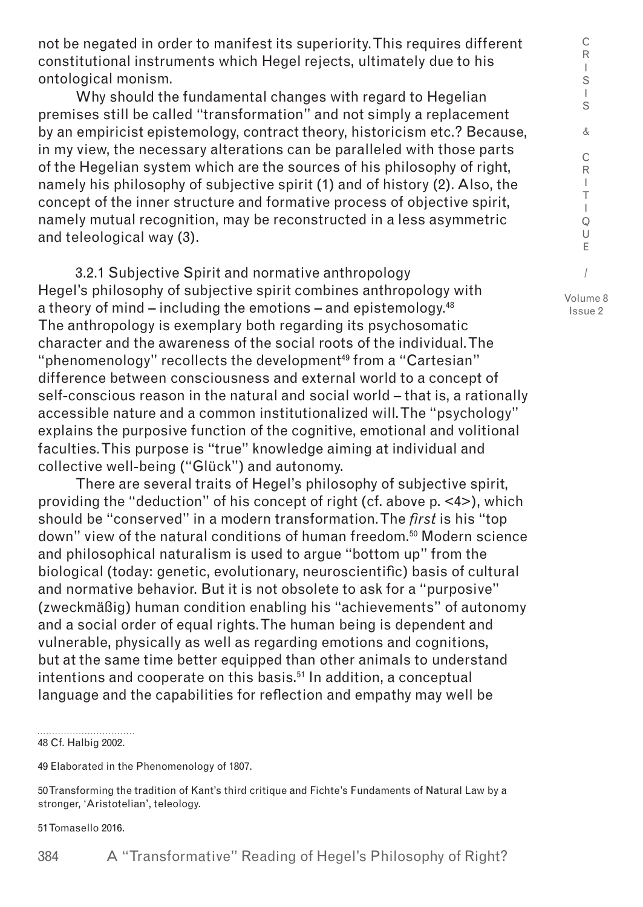not be negated in order to manifest its superiority. This requires different constitutional instruments which Hegel rejects, ultimately due to his ontological monism.

Why should the fundamental changes with regard to Hegelian premises still be called "transformation" and not simply a replacement by an empiricist epistemology, contract theory, historicism etc.? Because, in my view, the necessary alterations can be paralleled with those parts of the Hegelian system which are the sources of his philosophy of right, namely his philosophy of subjective spirit (1) and of history (2). Also, the concept of the inner structure and formative process of objective spirit, namely mutual recognition, may be reconstructed in a less asymmetric and teleological way (3).

### 3.2.1 Subjective Spirit and normative anthropology

Hegel's philosophy of subjective spirit combines anthropology with a theory of mind – including the emotions – and epistemology.[48] The anthropology is exemplary both regarding its psychosomatic character and the awareness of the social roots of the individual. The "phenomenology" recollects the development[49] from a "Cartesian" difference between consciousness and external world to a concept of self-conscious reason in the natural and social world – that is, a rationally accessible nature and a common institutionalized will. The "psychology" explains the purposive function of the cognitive, emotional and volitional faculties. This purpose is "true" knowledge aiming at individual and collective well-being ("Glück") and autonomy.

There are several traits of Hegel's philosophy of subjective spirit, providing the "deduction" of his concept of right (cf. above p. <4>), which should be "conserved" in a modern transformation. The *first* is his "top down" view of the natural conditions of human freedom.[50] Modern science and philosophical naturalism is used to argue "bottom up" from the biological (today: genetic, evolutionary, neuroscientific) basis of cultural and normative behavior. But it is not obsolete to ask for a "purposive" (zweckmäßig) human condition enabling his "achievements" of autonomy and a social order of equal rights. The human being is dependent and vulnerable, physically as well as regarding emotions and cognitions, but at the same time better equipped than other animals to understand intentions and cooperate on this basis.[51] In addition, a conceptual language and the capabilities for reflection and empathy may well be

---

48 Cf. Halbig 2002.

49 Elaborated in the Phenomenology of 1807.

50 Transforming the tradition of Kant's third critique and Fichte's Fundaments of Natural Law by a stronger, 'Aristotelian', teleology.

51 Tomasello 2016.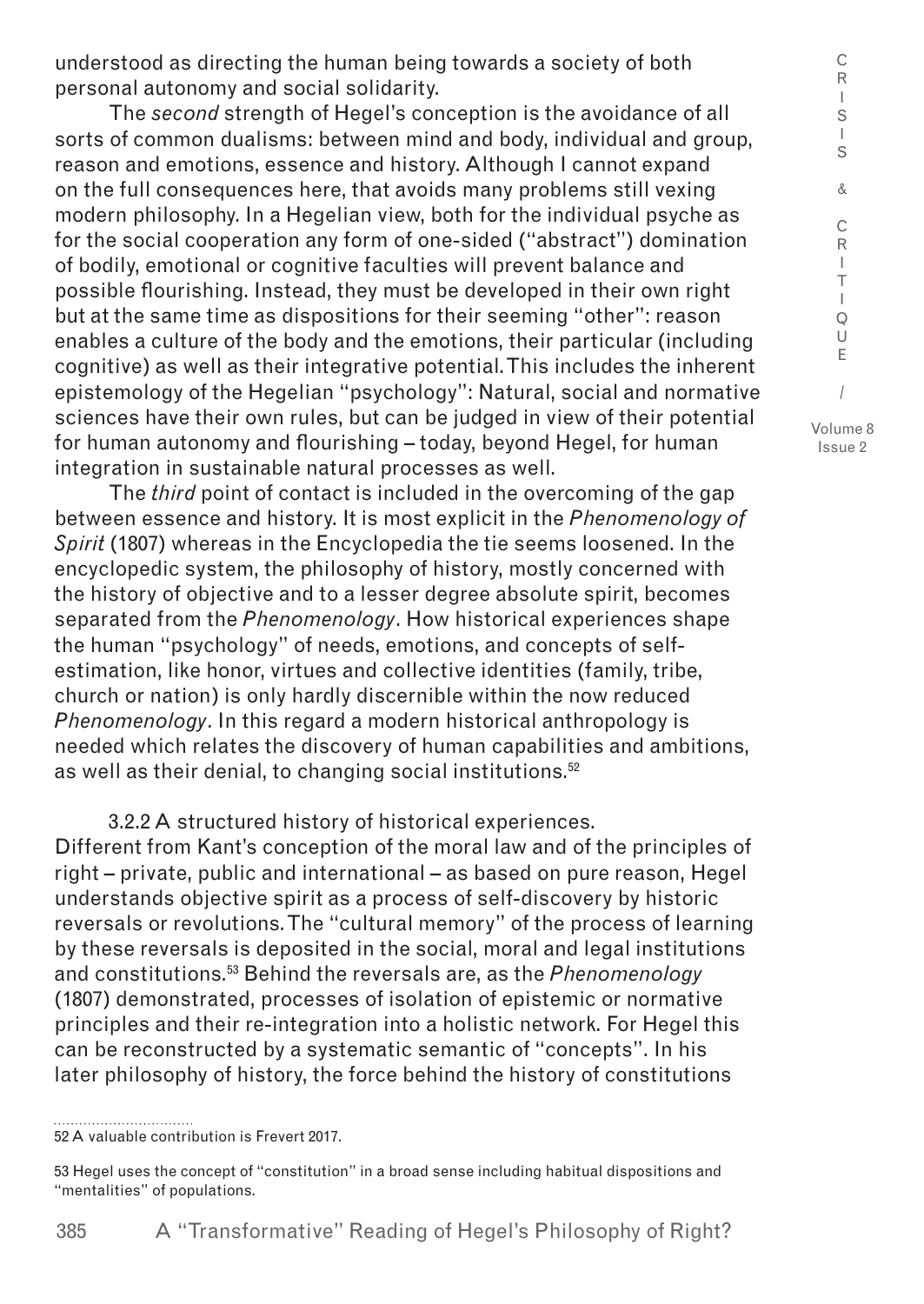understood as directing the human being towards a society of both personal autonomy and social solidarity.

The *second* strength of Hegel's conception is the avoidance of all sorts of common dualisms: between mind and body, individual and group, reason and emotions, essence and history. Although I cannot expand on the full consequences here, that avoids many problems still vexing modern philosophy. In a Hegelian view, both for the individual psyche as for the social cooperation any form of one-sided ("abstract") domination of bodily, emotional or cognitive faculties will prevent balance and possible flourishing. Instead, they must be developed in their own right but at the same time as dispositions for their seeming "other": reason enables a culture of the body and the emotions, their particular (including cognitive) as well as their integrative potential. This includes the inherent epistemology of the Hegelian "psychology": Natural, social and normative sciences have their own rules, but can be judged in view of their potential for human autonomy and flourishing – today, beyond Hegel, for human integration in sustainable natural processes as well.

The *third* point of contact is included in the overcoming of the gap between essence and history. It is most explicit in the *Phenomenology of Spirit* (1807) whereas in the Encyclopedia the tie seems loosened. In the encyclopedic system, the philosophy of history, mostly concerned with the history of objective and to a lesser degree absolute spirit, becomes separated from the *Phenomenology*. How historical experiences shape the human "psychology" of needs, emotions, and concepts of self-estimation, like honor, virtues and collective identities (family, tribe, church or nation) is only hardly discernible within the now reduced *Phenomenology*. In this regard a modern historical anthropology is needed which relates the discovery of human capabilities and ambitions, as well as their denial, to changing social institutions.[52]

3.2.2 A structured history of historical experiences.

Different from Kant's conception of the moral law and of the principles of right – private, public and international – as based on pure reason, Hegel understands objective spirit as a process of self-discovery by historic reversals or revolutions. The "cultural memory" of the process of learning by these reversals is deposited in the social, moral and legal institutions and constitutions.[53] Behind the reversals are, as the *Phenomenology* (1807) demonstrated, processes of isolation of epistemic or normative principles and their re-integration into a holistic network. For Hegel this can be reconstructed by a systematic semantic of "concepts". In his later philosophy of history, the force behind the history of constitutions

---

52 A valuable contribution is Frevert 2017.

53 Hegel uses the concept of "constitution" in a broad sense including habitual dispositions and "mentalities" of populations.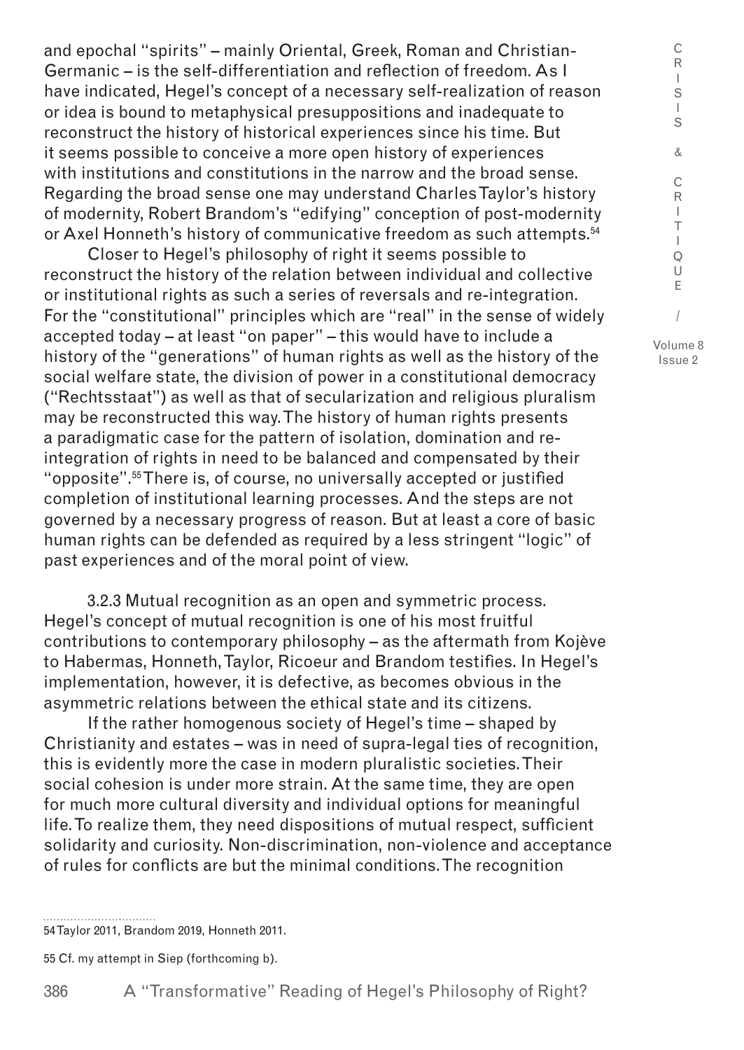and epochal "spirits" – mainly Oriental, Greek, Roman and Christian-Germanic – is the self-differentiation and reflection of freedom. As I have indicated, Hegel's concept of a necessary self-realization of reason or idea is bound to metaphysical presuppositions and inadequate to reconstruct the history of historical experiences since his time. But it seems possible to conceive a more open history of experiences with institutions and constitutions in the narrow and the broad sense. Regarding the broad sense one may understand Charles Taylor's history of modernity, Robert Brandom's "edifying" conception of post-modernity or Axel Honneth's history of communicative freedom as such attempts.[54]

Closer to Hegel's philosophy of right it seems possible to reconstruct the history of the relation between individual and collective or institutional rights as such a series of reversals and re-integration. For the "constitutional" principles which are "real" in the sense of widely accepted today – at least "on paper" – this would have to include a history of the "generations" of human rights as well as the history of the social welfare state, the division of power in a constitutional democracy ("Rechtsstaat") as well as that of secularization and religious pluralism may be reconstructed this way. The history of human rights presents a paradigmatic case for the pattern of isolation, domination and re-integration of rights in need to be balanced and compensated by their "opposite".[55] There is, of course, no universally accepted or justified completion of institutional learning processes. And the steps are not governed by a necessary progress of reason. But at least a core of basic human rights can be defended as required by a less stringent "logic" of past experiences and of the moral point of view.

3.2.3 Mutual recognition as an open and symmetric process. Hegel's concept of mutual recognition is one of his most fruitful contributions to contemporary philosophy – as the aftermath from Kojève to Habermas, Honneth, Taylor, Ricoeur and Brandom testifies. In Hegel's implementation, however, it is defective, as becomes obvious in the asymmetric relations between the ethical state and its citizens.

If the rather homogenous society of Hegel's time – shaped by Christianity and estates – was in need of supra-legal ties of recognition, this is evidently more the case in modern pluralistic societies. Their social cohesion is under more strain. At the same time, they are open for much more cultural diversity and individual options for meaningful life. To realize them, they need dispositions of mutual respect, sufficient solidarity and curiosity. Non-discrimination, non-violence and acceptance of rules for conflicts are but the minimal conditions. The recognition

54 Taylor 2011, Brandom 2019, Honneth 2011.

55 Cf. my attempt in Siep (forthcoming b).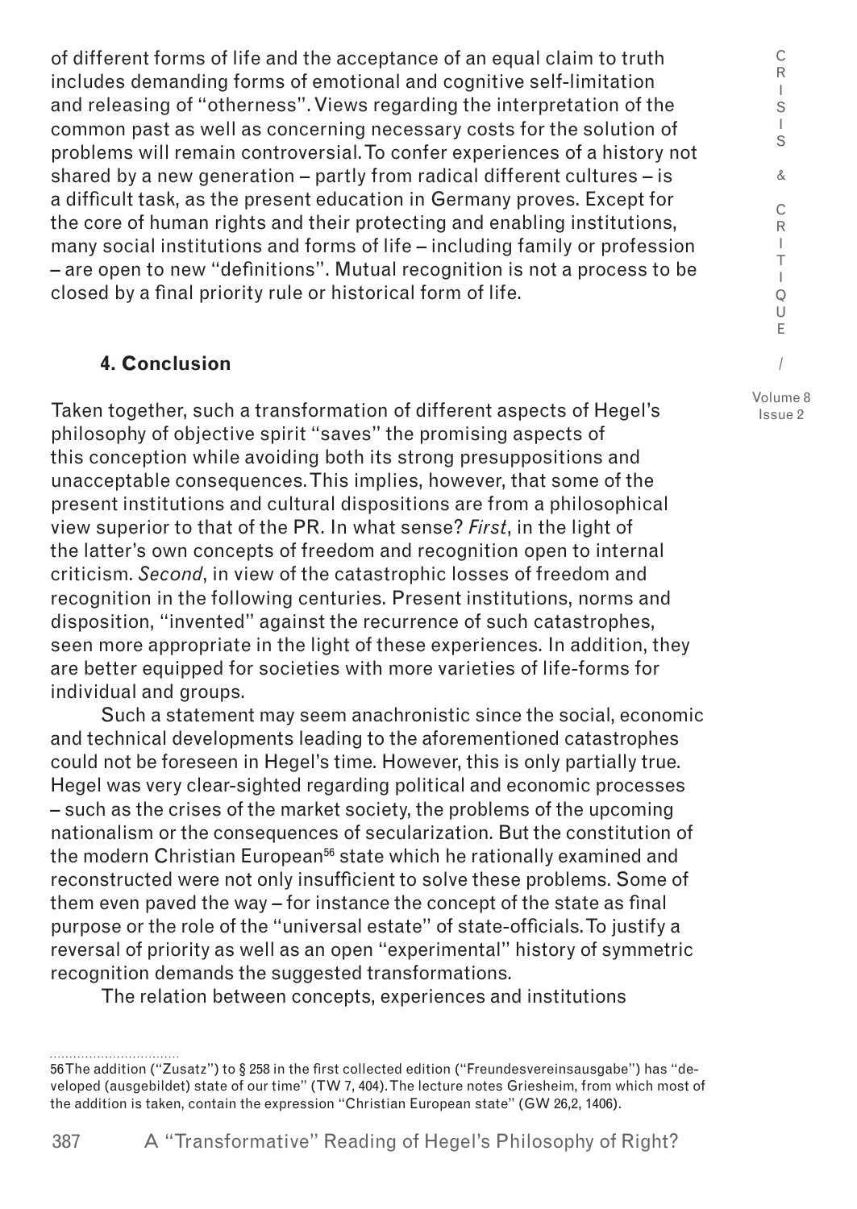of different forms of life and the acceptance of an equal claim to truth includes demanding forms of emotional and cognitive self-limitation and releasing of "otherness". Views regarding the interpretation of the common past as well as concerning necessary costs for the solution of problems will remain controversial. To confer experiences of a history not shared by a new generation – partly from radical different cultures – is a difficult task, as the present education in Germany proves. Except for the core of human rights and their protecting and enabling institutions, many social institutions and forms of life – including family or profession – are open to new "definitions". Mutual recognition is not a process to be closed by a final priority rule or historical form of life.

## 4. Conclusion

Taken together, such a transformation of different aspects of Hegel's philosophy of objective spirit "saves" the promising aspects of this conception while avoiding both its strong presuppositions and unacceptable consequences. This implies, however, that some of the present institutions and cultural dispositions are from a philosophical view superior to that of the PR. In what sense? *First*, in the light of the latter's own concepts of freedom and recognition open to internal criticism. *Second*, in view of the catastrophic losses of freedom and recognition in the following centuries. Present institutions, norms and disposition, "invented" against the recurrence of such catastrophes, seen more appropriate in the light of these experiences. In addition, they are better equipped for societies with more varieties of life-forms for individual and groups.

Such a statement may seem anachronistic since the social, economic and technical developments leading to the aforementioned catastrophes could not be foreseen in Hegel's time. However, this is only partially true. Hegel was very clear-sighted regarding political and economic processes – such as the crises of the market society, the problems of the upcoming nationalism or the consequences of secularization. But the constitution of the modern Christian European[56] state which he rationally examined and reconstructed were not only insufficient to solve these problems. Some of them even paved the way – for instance the concept of the state as final purpose or the role of the "universal estate" of state-officials. To justify a reversal of priority as well as an open "experimental" history of symmetric recognition demands the suggested transformations.

The relation between concepts, experiences and institutions

---

56 The addition ("Zusatz") to § 258 in the first collected edition ("Freundesvereinsausgabe") has "developed (ausgebildet) state of our time" (TW 7, 404). The lecture notes Griesheim, from which most of the addition is taken, contain the expression "Christian European state" (GW 26,2, 1406).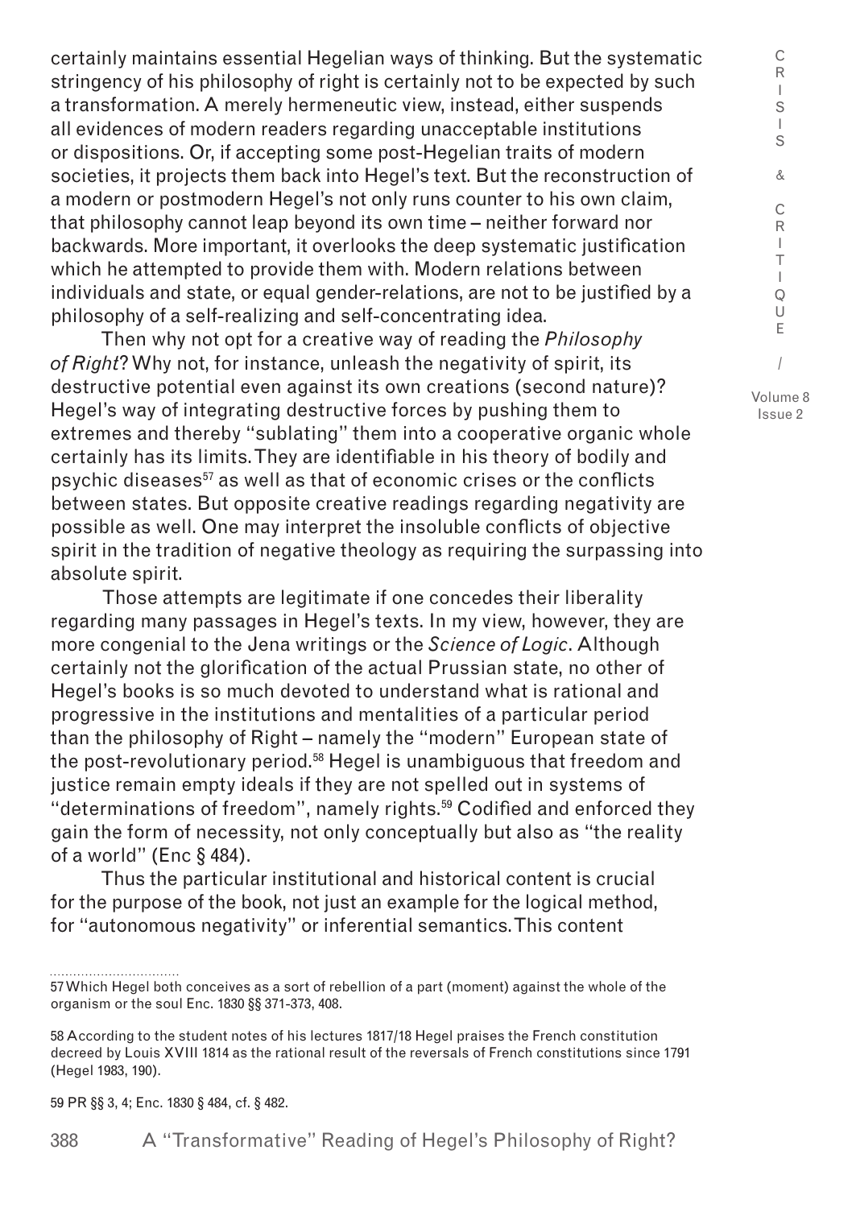certainly maintains essential Hegelian ways of thinking. But the systematic stringency of his philosophy of right is certainly not to be expected by such a transformation. A merely hermeneutic view, instead, either suspends all evidences of modern readers regarding unacceptable institutions or dispositions. Or, if accepting some post-Hegelian traits of modern societies, it projects them back into Hegel's text. But the reconstruction of a modern or postmodern Hegel's not only runs counter to his own claim, that philosophy cannot leap beyond its own time – neither forward nor backwards. More important, it overlooks the deep systematic justification which he attempted to provide them with. Modern relations between individuals and state, or equal gender-relations, are not to be justified by a philosophy of a self-realizing and self-concentrating idea.

Then why not opt for a creative way of reading the *Philosophy of Right*? Why not, for instance, unleash the negativity of spirit, its destructive potential even against its own creations (second nature)? Hegel's way of integrating destructive forces by pushing them to extremes and thereby "sublating" them into a cooperative organic whole certainly has its limits. They are identifiable in his theory of bodily and psychic diseases[57] as well as that of economic crises or the conflicts between states. But opposite creative readings regarding negativity are possible as well. One may interpret the insoluble conflicts of objective spirit in the tradition of negative theology as requiring the surpassing into absolute spirit.

Those attempts are legitimate if one concedes their liberality regarding many passages in Hegel's texts. In my view, however, they are more congenial to the Jena writings or the *Science of Logic*. Although certainly not the glorification of the actual Prussian state, no other of Hegel's books is so much devoted to understand what is rational and progressive in the institutions and mentalities of a particular period than the philosophy of Right – namely the "modern" European state of the post-revolutionary period.[58] Hegel is unambiguous that freedom and justice remain empty ideals if they are not spelled out in systems of "determinations of freedom", namely rights.[59] Codified and enforced they gain the form of necessity, not only conceptually but also as "the reality of a world" (Enc § 484).

Thus the particular institutional and historical content is crucial for the purpose of the book, not just an example for the logical method, for "autonomous negativity" or inferential semantics. This content

---

57 Which Hegel both conceives as a sort of rebellion of a part (moment) against the whole of the organism or the soul Enc. 1830 §§ 371-373, 408.

58 According to the student notes of his lectures 1817/18 Hegel praises the French constitution decreed by Louis XVIII 1814 as the rational result of the reversals of French constitutions since 1791 (Hegel 1983, 190).

59 PR §§ 3, 4; Enc. 1830 § 484, cf. § 482.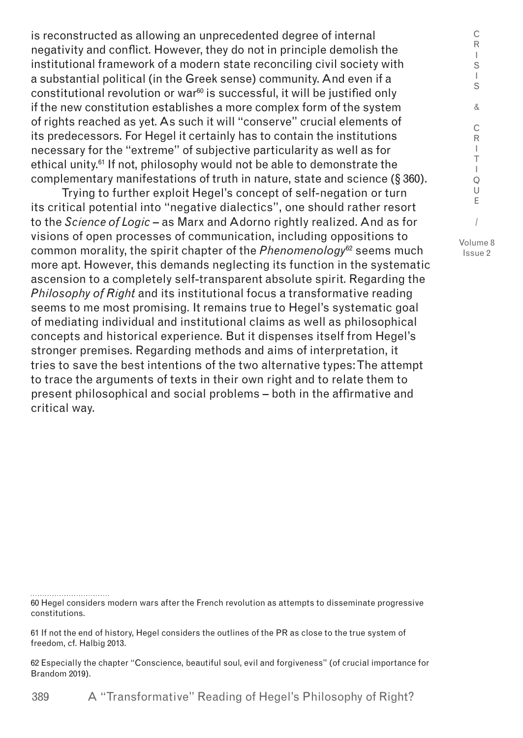is reconstructed as allowing an unprecedented degree of internal negativity and conflict. However, they do not in principle demolish the institutional framework of a modern state reconciling civil society with a substantial political (in the Greek sense) community. And even if a constitutional revolution or war[60] is successful, it will be justified only if the new constitution establishes a more complex form of the system of rights reached as yet. As such it will "conserve" crucial elements of its predecessors. For Hegel it certainly has to contain the institutions necessary for the "extreme" of subjective particularity as well as for ethical unity.[61] If not, philosophy would not be able to demonstrate the complementary manifestations of truth in nature, state and science (§ 360).

Trying to further exploit Hegel's concept of self-negation or turn its critical potential into "negative dialectics", one should rather resort to the *Science of Logic* – as Marx and Adorno rightly realized. And as for visions of open processes of communication, including oppositions to common morality, the spirit chapter of the *Phenomenology*[62] seems much more apt. However, this demands neglecting its function in the systematic ascension to a completely self-transparent absolute spirit. Regarding the *Philosophy of Right* and its institutional focus a transformative reading seems to me most promising. It remains true to Hegel's systematic goal of mediating individual and institutional claims as well as philosophical concepts and historical experience. But it dispenses itself from Hegel's stronger premises. Regarding methods and aims of interpretation, it tries to save the best intentions of the two alternative types: The attempt to trace the arguments of texts in their own right and to relate them to present philosophical and social problems – both in the affirmative and critical way.

---

60 Hegel considers modern wars after the French revolution as attempts to disseminate progressive constitutions.

61 If not the end of history, Hegel considers the outlines of the PR as close to the true system of freedom, cf. Halbig 2013.

62 Especially the chapter "Conscience, beautiful soul, evil and forgiveness" (of crucial importance for Brandom 2019).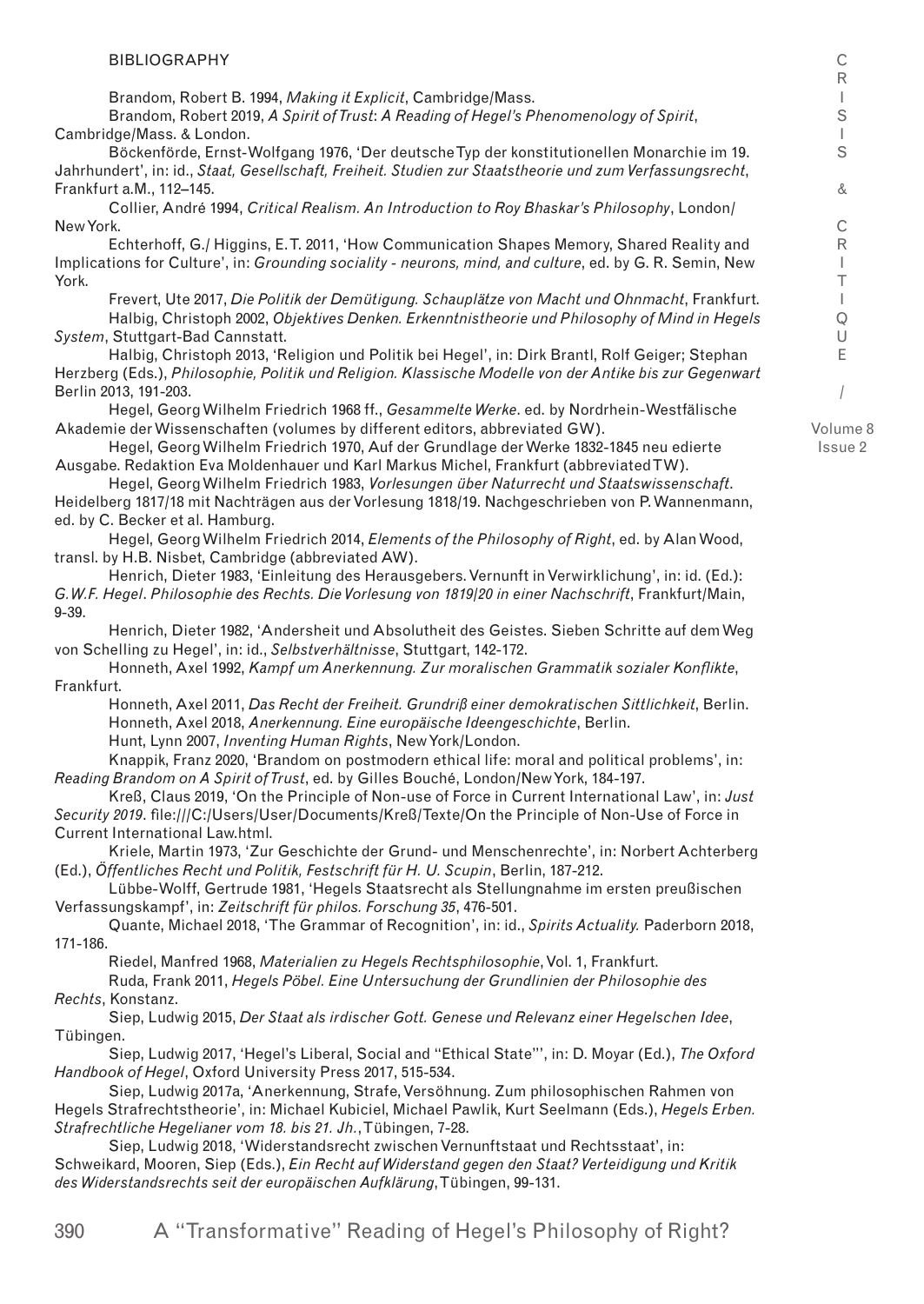BIBLIOGRAPHY

Brandom, Robert B. 1994, *Making it Explicit*, Cambridge/Mass.

Brandom, Robert 2019, *A Spirit of Trust*: *A Reading of Hegel's Phenomenology of Spirit*, Cambridge/Mass. & London.

Böckenförde, Ernst-Wolfgang 1976, 'Der deutsche Typ der konstitutionellen Monarchie im 19. Jahrhundert', in: id., *Staat, Gesellschaft, Freiheit. Studien zur Staatstheorie und zum Verfassungsrecht*, Frankfurt a.M., 112–145.

Collier, André 1994, *Critical Realism. An Introduction to Roy Bhaskar's Philosophy*, London/New York.

Echterhoff, G./ Higgins, E. T. 2011, 'How Communication Shapes Memory, Shared Reality and Implications for Culture', in: *Grounding sociality - neurons, mind, and culture*, ed. by G. R. Semin, New York.

Frevert, Ute 2017, *Die Politik der Demütigung. Schauplätze von Macht und Ohnmacht*, Frankfurt.

Halbig, Christoph 2002, *Objektives Denken. Erkenntnistheorie und Philosophy of Mind in Hegels System*, Stuttgart-Bad Cannstatt.

Halbig, Christoph 2013, 'Religion und Politik bei Hegel', in: Dirk Brantl, Rolf Geiger; Stephan Herzberg (Eds.), *Philosophie, Politik und Religion. Klassische Modelle von der Antike bis zur Gegenwart* Berlin 2013, 191-203.

Hegel, Georg Wilhelm Friedrich 1968 ff., *Gesammelte Werke*. ed. by Nordrhein-Westfälische Akademie der Wissenschaften (volumes by different editors, abbreviated GW).

Hegel, Georg Wilhelm Friedrich 1970, Auf der Grundlage der Werke 1832-1845 neu edierte Ausgabe. Redaktion Eva Moldenhauer und Karl Markus Michel, Frankfurt (abbreviated TW).

Hegel, Georg Wilhelm Friedrich 1983, *Vorlesungen über Naturrecht und Staatswissenschaft*. Heidelberg 1817/18 mit Nachträgen aus der Vorlesung 1818/19. Nachgeschrieben von P. Wannenmann, ed. by C. Becker et al. Hamburg.

Hegel, Georg Wilhelm Friedrich 2014, *Elements of the Philosophy of Right*, ed. by Alan Wood, transl. by H.B. Nisbet, Cambridge (abbreviated AW).

Henrich, Dieter 1983, 'Einleitung des Herausgebers. Vernunft in Verwirklichung', in: id. (Ed.): *G.W.F. Hegel. Philosophie des Rechts. Die Vorlesung von 1819/20 in einer Nachschrift*, Frankfurt/Main, 9-39.

Henrich, Dieter 1982, 'Andersheit und Absolutheit des Geistes. Sieben Schritte auf dem Weg von Schelling zu Hegel', in: id., *Selbstverhältnisse*, Stuttgart, 142-172.

Honneth, Axel 1992, *Kampf um Anerkennung. Zur moralischen Grammatik sozialer Konflikte*, Frankfurt.

Honneth, Axel 2011, *Das Recht der Freiheit. Grundriß einer demokratischen Sittlichkeit*, Berlin.

Honneth, Axel 2018, *Anerkennung. Eine europäische Ideengeschichte*, Berlin.

Hunt, Lynn 2007, *Inventing Human Rights*, New York/London.

Knappik, Franz 2020, 'Brandom on postmodern ethical life: moral and political problems', in: *Reading Brandom on A Spirit of Trust*, ed. by Gilles Bouché, London/New York, 184-197.

Kreß, Claus 2019, 'On the Principle of Non-use of Force in Current International Law', in: *Just Security 2019*. file:///C:/Users/User/Documents/Kreß/Texte/On the Principle of Non-Use of Force in Current International Law.html.

Kriele, Martin 1973, 'Zur Geschichte der Grund- und Menschenrechte', in: Norbert Achterberg (Ed.), *Öffentliches Recht und Politik, Festschrift für H. U. Scupin*, Berlin, 187-212.

Lübbe-Wolff, Gertrude 1981, 'Hegels Staatsrecht als Stellungnahme im ersten preußischen Verfassungskampf', in: *Zeitschrift für philos. Forschung 35*, 476-501.

Quante, Michael 2018, 'The Grammar of Recognition', in: id., *Spirits Actuality.* Paderborn 2018, 171-186.

Riedel, Manfred 1968, *Materialien zu Hegels Rechtsphilosophie*, Vol. 1, Frankfurt.

Ruda, Frank 2011, *Hegels Pöbel. Eine Untersuchung der Grundlinien der Philosophie des Rechts*, Konstanz.

Siep, Ludwig 2015, *Der Staat als irdischer Gott. Genese und Relevanz einer Hegelschen Idee*, Tübingen.

Siep, Ludwig 2017, 'Hegel's Liberal, Social and "Ethical State"', in: D. Moyar (Ed.), *The Oxford Handbook of Hegel*, Oxford University Press 2017, 515-534.

Siep, Ludwig 2017a, 'Anerkennung, Strafe, Versöhnung. Zum philosophischen Rahmen von Hegels Strafrechtstheorie', in: Michael Kubiciel, Michael Pawlik, Kurt Seelmann (Eds.), *Hegels Erben. Strafrechtliche Hegelianer vom 18. bis 21. Jh.*, Tübingen, 7-28.

Siep, Ludwig 2018, 'Widerstandsrecht zwischen Vernunftstaat und Rechtsstaat', in: Schweikard, Mooren, Siep (Eds.), *Ein Recht auf Widerstand gegen den Staat? Verteidigung und Kritik des Widerstandsrechts seit der europäischen Aufklärung*, Tübingen, 99-131.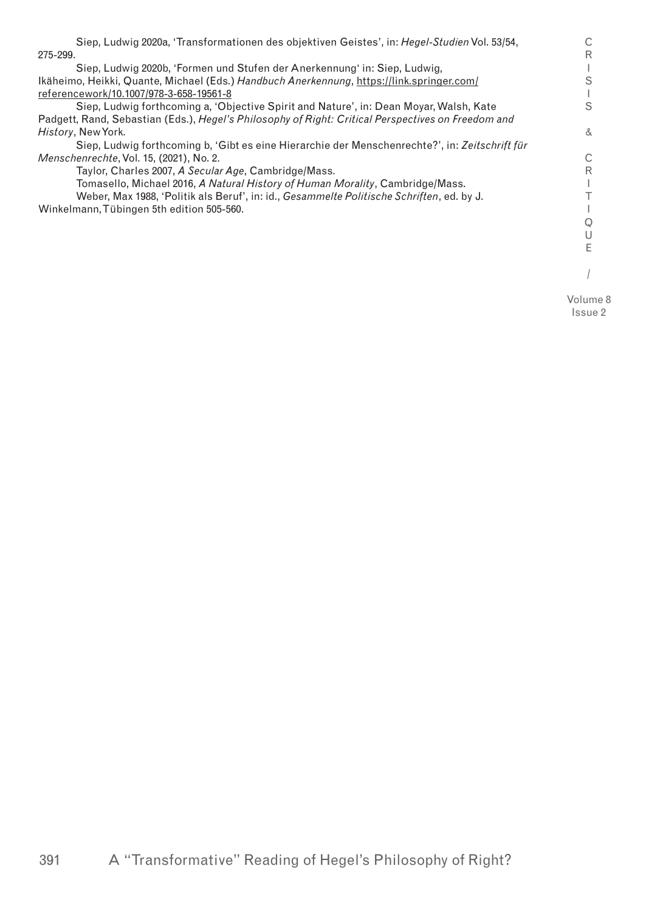Siep, Ludwig 2020a, 'Transformationen des objektiven Geistes', in: *Hegel-Studien* Vol. 53/54, 275-299.

Siep, Ludwig 2020b, 'Formen und Stufen der Anerkennung' in: Siep, Ludwig, Ikäheimo, Heikki, Quante, Michael (Eds.) *Handbuch Anerkennung*, https://link.springer.com/referencework/10.1007/978-3-658-19561-8

Siep, Ludwig forthcoming a, 'Objective Spirit and Nature', in: Dean Moyar, Walsh, Kate Padgett, Rand, Sebastian (Eds.), *Hegel's Philosophy of Right: Critical Perspectives on Freedom and History*, New York.

Siep, Ludwig forthcoming b, 'Gibt es eine Hierarchie der Menschenrechte?', in: *Zeitschrift für Menschenrechte*, Vol. 15, (2021), No. 2.

Taylor, Charles 2007, *A Secular Age*, Cambridge/Mass.

Tomasello, Michael 2016, *A Natural History of Human Morality*, Cambridge/Mass.

Weber, Max 1988, 'Politik als Beruf', in: id., *Gesammelte Politische Schriften*, ed. by J. Winkelmann, Tübingen 5th edition 505-560.